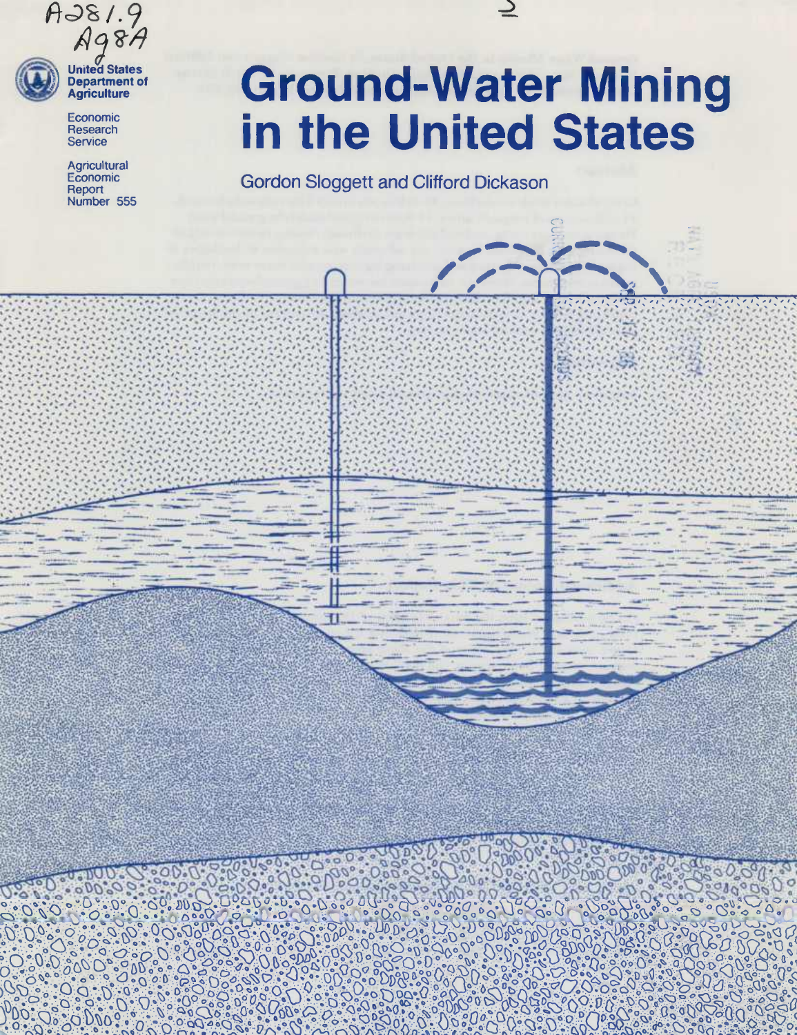A281.9
Ag8A

United States Department of Agriculture

Economic Research Service

Agricultural Economic Report Number 555

# Ground-Water Mining in the United States

Gordon Sloggett and Clifford Dickason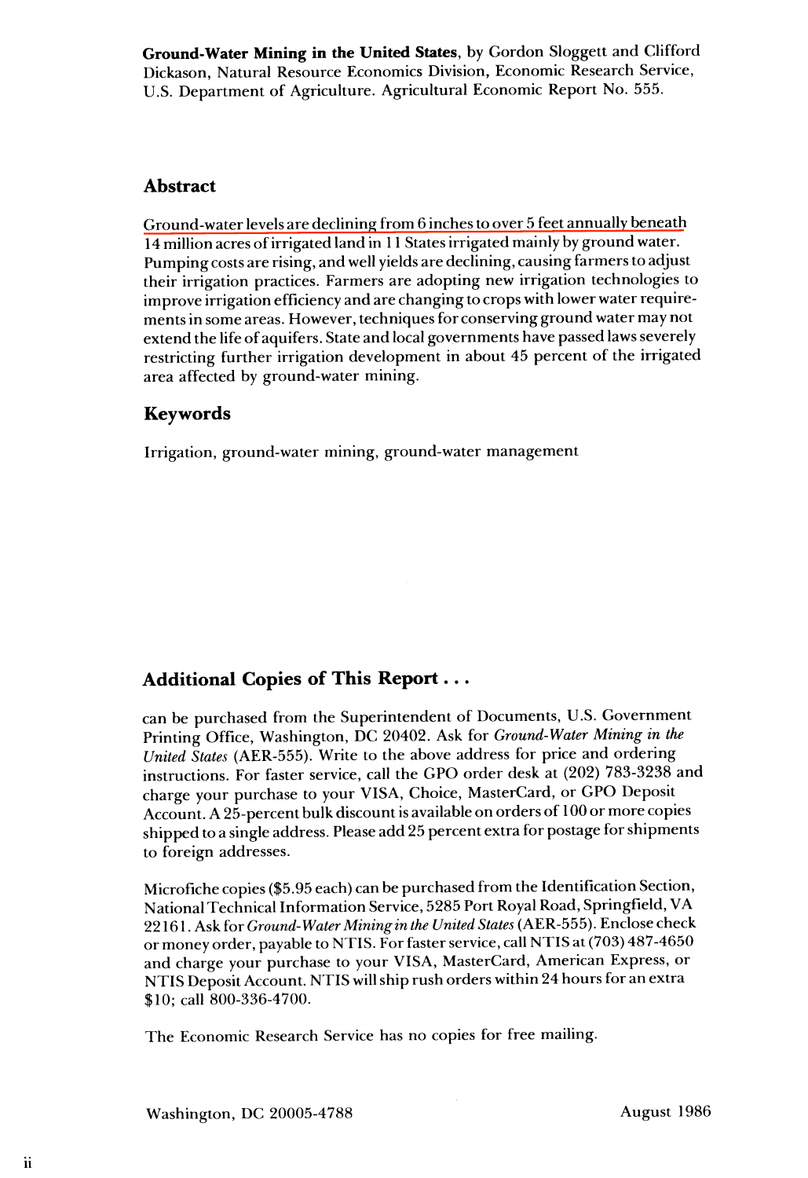**Ground-Water Mining in the United States**, by Gordon Sloggett and Clifford Dickason, Natural Resource Economics Division, Economic Research Service, U.S. Department of Agriculture. Agricultural Economic Report No. 555.

## Abstract

Ground-water levels are declining from 6 inches to over 5 feet annually beneath 14 million acres of irrigated land in 11 States irrigated mainly by ground water. Pumping costs are rising, and well yields are declining, causing farmers to adjust their irrigation practices. Farmers are adopting new irrigation technologies to improve irrigation efficiency and are changing to crops with lower water requirements in some areas. However, techniques for conserving ground water may not extend the life of aquifers. State and local governments have passed laws severely restricting further irrigation development in about 45 percent of the irrigated area affected by ground-water mining.

## Keywords

Irrigation, ground-water mining, ground-water management

## Additional Copies of This Report ...

can be purchased from the Superintendent of Documents, U.S. Government Printing Office, Washington, DC 20402. Ask for *Ground-Water Mining in the United States* (AER-555). Write to the above address for price and ordering instructions. For faster service, call the GPO order desk at (202) 783-3238 and charge your purchase to your VISA, Choice, MasterCard, or GPO Deposit Account. A 25-percent bulk discount is available on orders of 100 or more copies shipped to a single address. Please add 25 percent extra for postage for shipments to foreign addresses.

Microfiche copies ($5.95 each) can be purchased from the Identification Section, National Technical Information Service, 5285 Port Royal Road, Springfield, VA 22161. Ask for *Ground-Water Mining in the United States* (AER-555). Enclose check or money order, payable to NTIS. For faster service, call NTIS at (703) 487-4650 and charge your purchase to your VISA, MasterCard, American Express, or NTIS Deposit Account. NTIS will ship rush orders within 24 hours for an extra $10; call 800-336-4700.

The Economic Research Service has no copies for free mailing.

Washington, DC 20005-4788 August 1986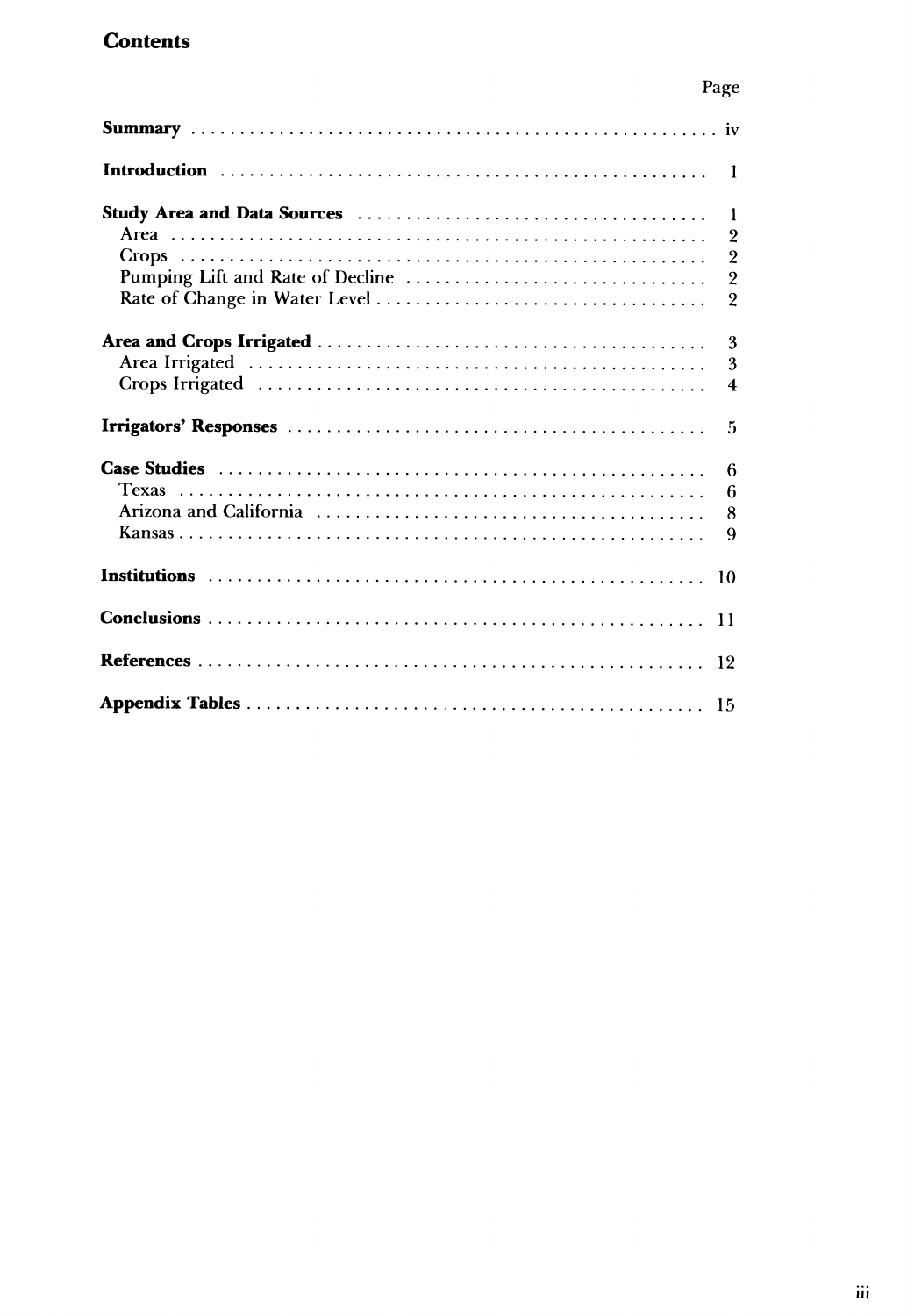# Contents

| | Page |
|---|---|
| **Summary** | iv |
| **Introduction** | 1 |
| **Study Area and Data Sources** | 1 |
| Area | 2 |
| Crops | 2 |
| Pumping Lift and Rate of Decline | 2 |
| Rate of Change in Water Level | 2 |
| **Area and Crops Irrigated** | 3 |
| Area Irrigated | 3 |
| Crops Irrigated | 4 |
| **Irrigators' Responses** | 5 |
| **Case Studies** | 6 |
| Texas | 6 |
| Arizona and California | 8 |
| Kansas | 9 |
| **Institutions** | 10 |
| **Conclusions** | 11 |
| **References** | 12 |
| **Appendix Tables** | 15 |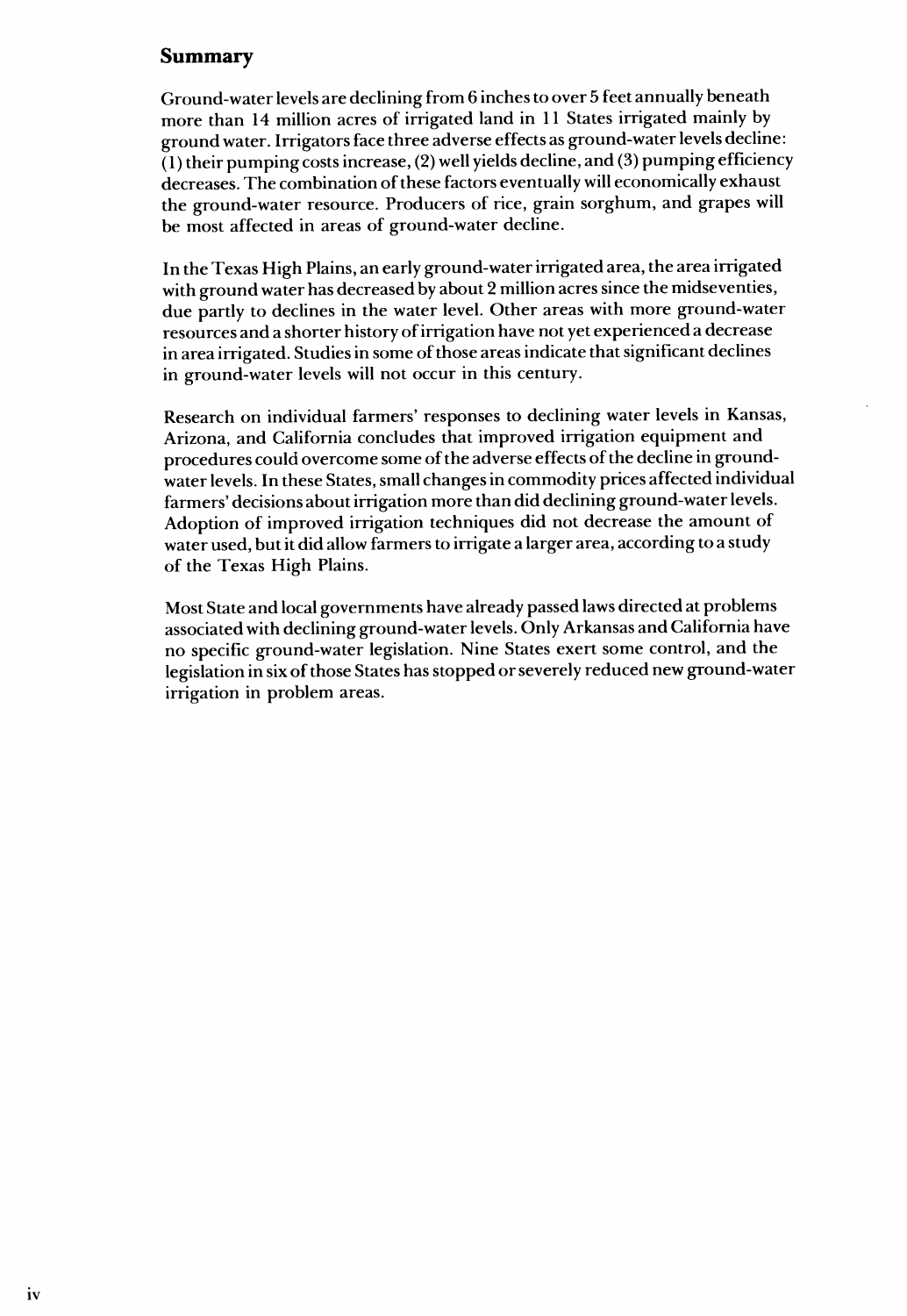## Summary

Ground-water levels are declining from 6 inches to over 5 feet annually beneath more than 14 million acres of irrigated land in 11 States irrigated mainly by ground water. Irrigators face three adverse effects as ground-water levels decline: (1) their pumping costs increase, (2) well yields decline, and (3) pumping efficiency decreases. The combination of these factors eventually will economically exhaust the ground-water resource. Producers of rice, grain sorghum, and grapes will be most affected in areas of ground-water decline.

In the Texas High Plains, an early ground-water irrigated area, the area irrigated with ground water has decreased by about 2 million acres since the midseventies, due partly to declines in the water level. Other areas with more ground-water resources and a shorter history of irrigation have not yet experienced a decrease in area irrigated. Studies in some of those areas indicate that significant declines in ground-water levels will not occur in this century.

Research on individual farmers' responses to declining water levels in Kansas, Arizona, and California concludes that improved irrigation equipment and procedures could overcome some of the adverse effects of the decline in ground-water levels. In these States, small changes in commodity prices affected individual farmers' decisions about irrigation more than did declining ground-water levels. Adoption of improved irrigation techniques did not decrease the amount of water used, but it did allow farmers to irrigate a larger area, according to a study of the Texas High Plains.

Most State and local governments have already passed laws directed at problems associated with declining ground-water levels. Only Arkansas and California have no specific ground-water legislation. Nine States exert some control, and the legislation in six of those States has stopped or severely reduced new ground-water irrigation in problem areas.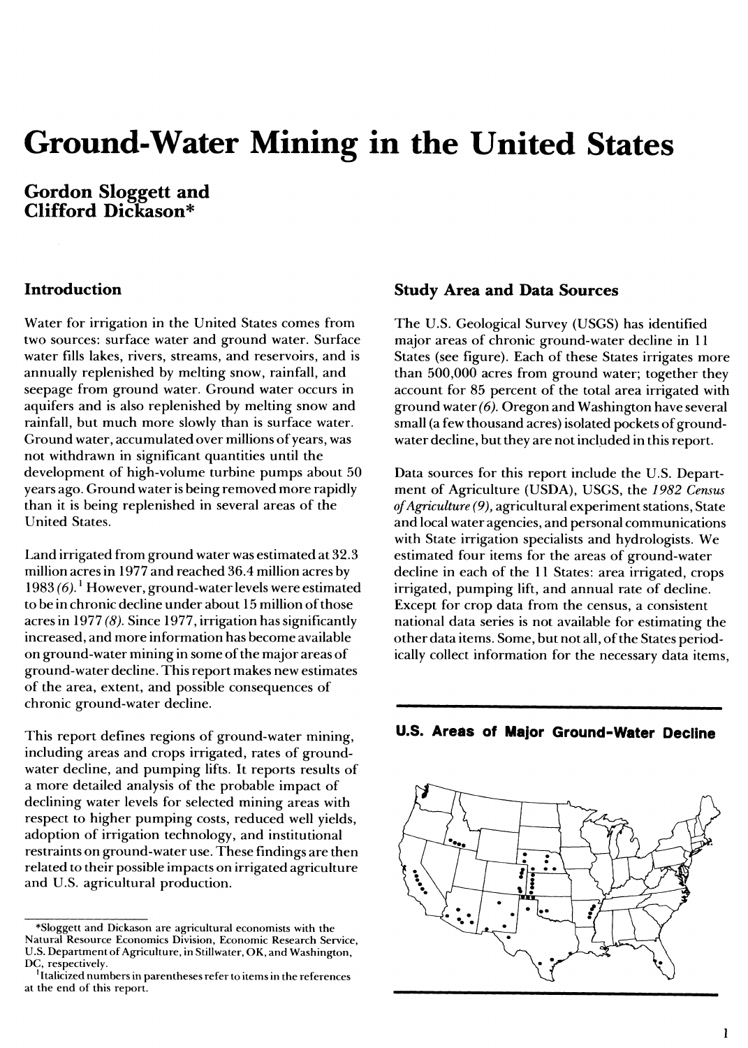# Ground-Water Mining in the United States

## Gordon Sloggett and Clifford Dickason*

### Introduction

Water for irrigation in the United States comes from two sources: surface water and ground water. Surface water fills lakes, rivers, streams, and reservoirs, and is annually replenished by melting snow, rainfall, and seepage from ground water. Ground water occurs in aquifers and is also replenished by melting snow and rainfall, but much more slowly than is surface water. Ground water, accumulated over millions of years, was not withdrawn in significant quantities until the development of high-volume turbine pumps about 50 years ago. Ground water is being removed more rapidly than it is being replenished in several areas of the United States.

Land irrigated from ground water was estimated at 32.3 million acres in 1977 and reached 36.4 million acres by 1983 *(6)*.[1] However, ground-water levels were estimated to be in chronic decline under about 15 million of those acres in 1977 *(8)*. Since 1977, irrigation has significantly increased, and more information has become available on ground-water mining in some of the major areas of ground-water decline. This report makes new estimates of the area, extent, and possible consequences of chronic ground-water decline.

This report defines regions of ground-water mining, including areas and crops irrigated, rates of ground-water decline, and pumping lifts. It reports results of a more detailed analysis of the probable impact of declining water levels for selected mining areas with respect to higher pumping costs, reduced well yields, adoption of irrigation technology, and institutional restraints on ground-water use. These findings are then related to their possible impacts on irrigated agriculture and U.S. agricultural production.

### Study Area and Data Sources

The U.S. Geological Survey (USGS) has identified major areas of chronic ground-water decline in 11 States (see figure). Each of these States irrigates more than 500,000 acres from ground water; together they account for 85 percent of the total area irrigated with ground water *(6)*. Oregon and Washington have several small (a few thousand acres) isolated pockets of ground-water decline, but they are not included in this report.

Data sources for this report include the U.S. Department of Agriculture (USDA), USGS, the *1982 Census of Agriculture (9)*, agricultural experiment stations, State and local water agencies, and personal communications with State irrigation specialists and hydrologists. We estimated four items for the areas of ground-water decline in each of the 11 States: area irrigated, crops irrigated, pumping lift, and annual rate of decline. Except for crop data from the census, a consistent national data series is not available for estimating the other data items. Some, but not all, of the States periodically collect information for the necessary data items,

**U.S. Areas of Major Ground-Water Decline**

---

*Sloggett and Dickason are agricultural economists with the Natural Resource Economics Division, Economic Research Service, U.S. Department of Agriculture, in Stillwater, OK, and Washington, DC, respectively.

[1] Italicized numbers in parentheses refer to items in the references at the end of this report.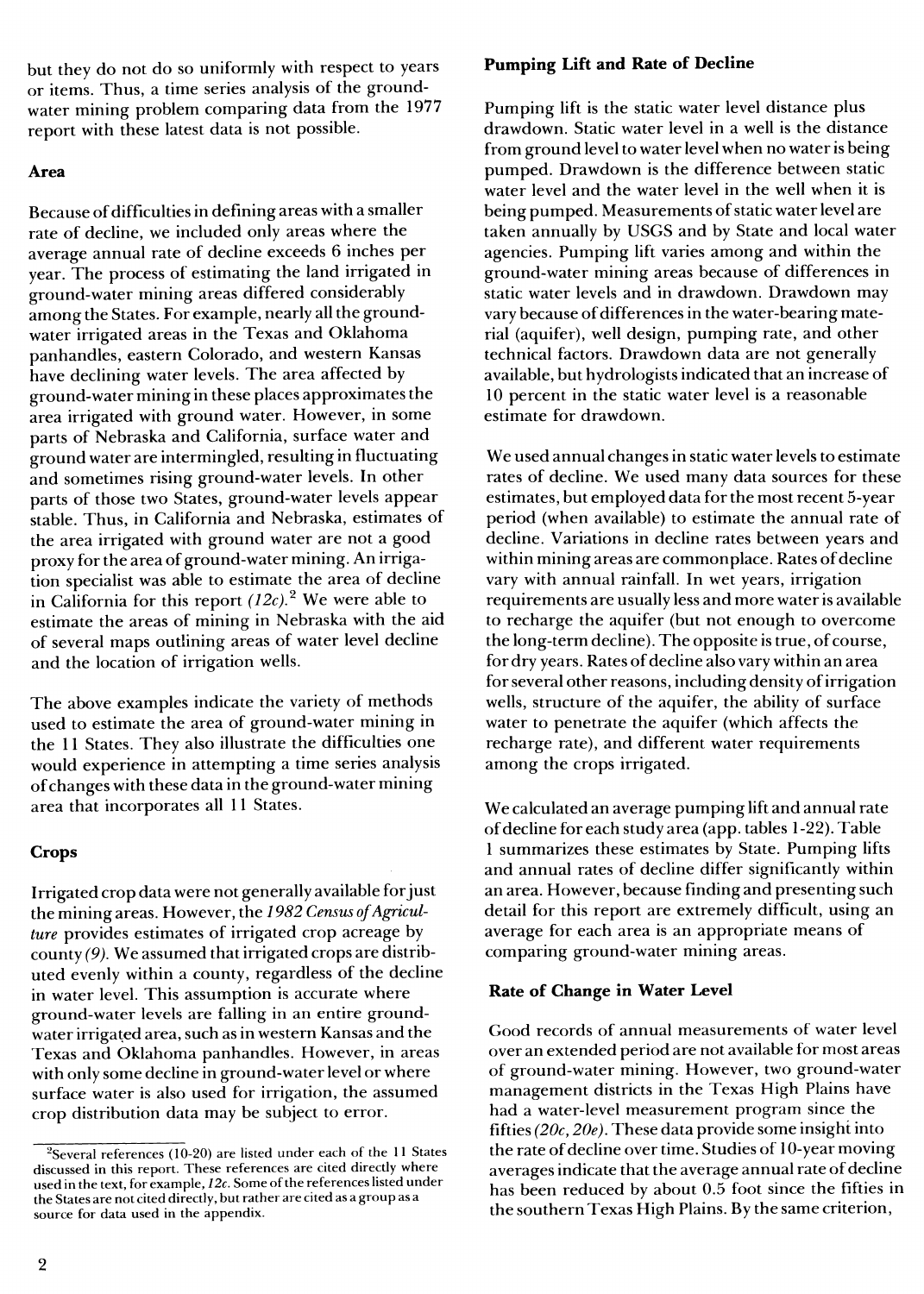but they do not do so uniformly with respect to years or items. Thus, a time series analysis of the ground-water mining problem comparing data from the 1977 report with these latest data is not possible.

### Area

Because of difficulties in defining areas with a smaller rate of decline, we included only areas where the average annual rate of decline exceeds 6 inches per year. The process of estimating the land irrigated in ground-water mining areas differed considerably among the States. For example, nearly all the ground-water irrigated areas in the Texas and Oklahoma panhandles, eastern Colorado, and western Kansas have declining water levels. The area affected by ground-water mining in these places approximates the area irrigated with ground water. However, in some parts of Nebraska and California, surface water and ground water are intermingled, resulting in fluctuating and sometimes rising ground-water levels. In other parts of those two States, ground-water levels appear stable. Thus, in California and Nebraska, estimates of the area irrigated with ground water are not a good proxy for the area of ground-water mining. An irrigation specialist was able to estimate the area of decline in California for this report *(12c)*.[2] We were able to estimate the areas of mining in Nebraska with the aid of several maps outlining areas of water level decline and the location of irrigation wells.

The above examples indicate the variety of methods used to estimate the area of ground-water mining in the 11 States. They also illustrate the difficulties one would experience in attempting a time series analysis of changes with these data in the ground-water mining area that incorporates all 11 States.

### Crops

Irrigated crop data were not generally available for just the mining areas. However, the *1982 Census of Agriculture* provides estimates of irrigated crop acreage by county *(9)*. We assumed that irrigated crops are distributed evenly within a county, regardless of the decline in water level. This assumption is accurate where ground-water levels are falling in an entire ground-water irrigated area, such as in western Kansas and the Texas and Oklahoma panhandles. However, in areas with only some decline in ground-water level or where surface water is also used for irrigation, the assumed crop distribution data may be subject to error.

### Pumping Lift and Rate of Decline

Pumping lift is the static water level distance plus drawdown. Static water level in a well is the distance from ground level to water level when no water is being pumped. Drawdown is the difference between static water level and the water level in the well when it is being pumped. Measurements of static water level are taken annually by USGS and by State and local water agencies. Pumping lift varies among and within the ground-water mining areas because of differences in static water levels and in drawdown. Drawdown may vary because of differences in the water-bearing material (aquifer), well design, pumping rate, and other technical factors. Drawdown data are not generally available, but hydrologists indicated that an increase of 10 percent in the static water level is a reasonable estimate for drawdown.

We used annual changes in static water levels to estimate rates of decline. We used many data sources for these estimates, but employed data for the most recent 5-year period (when available) to estimate the annual rate of decline. Variations in decline rates between years and within mining areas are commonplace. Rates of decline vary with annual rainfall. In wet years, irrigation requirements are usually less and more water is available to recharge the aquifer (but not enough to overcome the long-term decline). The opposite is true, of course, for dry years. Rates of decline also vary within an area for several other reasons, including density of irrigation wells, structure of the aquifer, the ability of surface water to penetrate the aquifer (which affects the recharge rate), and different water requirements among the crops irrigated.

We calculated an average pumping lift and annual rate of decline for each study area (app. tables 1-22). Table 1 summarizes these estimates by State. Pumping lifts and annual rates of decline differ significantly within an area. However, because finding and presenting such detail for this report are extremely difficult, using an average for each area is an appropriate means of comparing ground-water mining areas.

### Rate of Change in Water Level

Good records of annual measurements of water level over an extended period are not available for most areas of ground-water mining. However, two ground-water management districts in the Texas High Plains have had a water-level measurement program since the fifties *(20c, 20e)*. These data provide some insight into the rate of decline over time. Studies of 10-year moving averages indicate that the average annual rate of decline has been reduced by about 0.5 foot since the fifties in the southern Texas High Plains. By the same criterion,

---

[2]Several references (10-20) are listed under each of the 11 States discussed in this report. These references are cited directly where used in the text, for example, *12c*. Some of the references listed under the States are not cited directly, but rather are cited as a group as a source for data used in the appendix.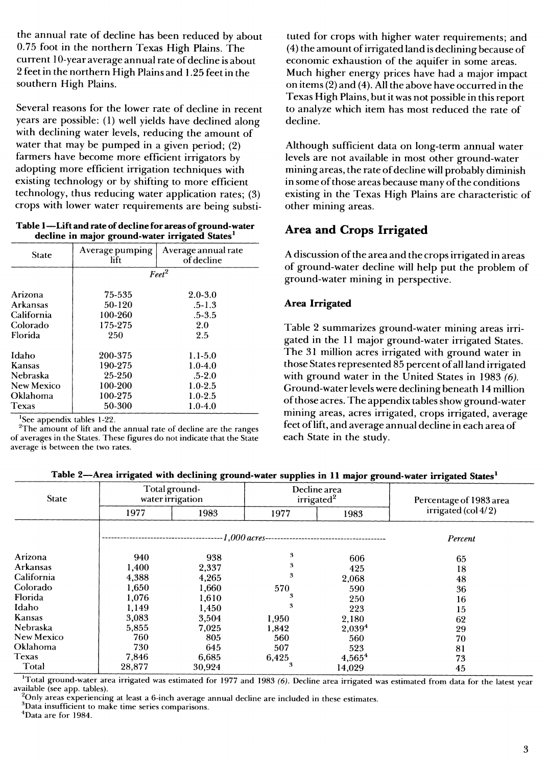the annual rate of decline has been reduced by about 0.75 foot in the northern Texas High Plains. The current 10-year average annual rate of decline is about 2 feet in the northern High Plains and 1.25 feet in the southern High Plains.

Several reasons for the lower rate of decline in recent years are possible: (1) well yields have declined along with declining water levels, reducing the amount of water that may be pumped in a given period; (2) farmers have become more efficient irrigators by adopting more efficient irrigation techniques with existing technology or by shifting to more efficient technology, thus reducing water application rates; (3) crops with lower water requirements are being substituted for crops with higher water requirements; and (4) the amount of irrigated land is declining because of economic exhaustion of the aquifer in some areas. Much higher energy prices have had a major impact on items (2) and (4). All the above have occurred in the Texas High Plains, but it was not possible in this report to analyze which item has most reduced the rate of decline.

Although sufficient data on long-term annual water levels are not available in most other ground-water mining areas, the rate of decline will probably diminish in some of those areas because many of the conditions existing in the Texas High Plains are characteristic of other mining areas.

**Table 1—Lift and rate of decline for areas of ground-water decline in major ground-water irrigated States[1]**

| State | Average pumping lift | Average annual rate of decline |
|---|---|---|
| | *Feet*[2] | |
| Arizona | 75-535 | 2.0-3.0 |
| Arkansas | 50-120 | .5-1.3 |
| California | 100-260 | .5-3.5 |
| Colorado | 175-275 | 2.0 |
| Florida | 250 | 2.5 |
| Idaho | 200-375 | 1.1-5.0 |
| Kansas | 190-275 | 1.0-4.0 |
| Nebraska | 25-250 | .5-2.0 |
| New Mexico | 100-200 | 1.0-2.5 |
| Oklahoma | 100-275 | 1.0-2.5 |
| Texas | 50-300 | 1.0-4.0 |

[1]See appendix tables 1-22.
[2]The amount of lift and the annual rate of decline are the ranges of averages in the States. These figures do not indicate that the State average is between the two rates.

## Area and Crops Irrigated

A discussion of the area and the crops irrigated in areas of ground-water decline will help put the problem of ground-water mining in perspective.

### Area Irrigated

Table 2 summarizes ground-water mining areas irrigated in the 11 major ground-water irrigated States. The 31 million acres irrigated with ground water in those States represented 85 percent of all land irrigated with ground water in the United States in 1983 *(6)*. Ground-water levels were declining beneath 14 million of those acres. The appendix tables show ground-water mining areas, acres irrigated, crops irrigated, average feet of lift, and average annual decline in each area of each State in the study.

**Table 2—Area irrigated with declining ground-water supplies in 11 major ground-water irrigated States[1]**

| State | Total ground-water irrigation | | Decline area irrigated[2] | | Percentage of 1983 area irrigated (col 4/2) |
|---|---|---|---|---|---|
| | 1977 | 1983 | 1977 | 1983 | |
| | *1,000 acres* | | | | *Percent* |
| Arizona | 940 | 938 | [3] | 606 | 65 |
| Arkansas | 1,400 | 2,337 | [3] | 425 | 18 |
| California | 4,388 | 4,265 | [3] | 2,068 | 48 |
| Colorado | 1,650 | 1,660 | 570 | 590 | 36 |
| Florida | 1,076 | 1,610 | [3] | 250 | 16 |
| Idaho | 1,149 | 1,450 | [3] | 223 | 15 |
| Kansas | 3,083 | 3,504 | 1,950 | 2,180 | 62 |
| Nebraska | 5,855 | 7,025 | 1,842 | 2,039[4] | 29 |
| New Mexico | 760 | 805 | 560 | 560 | 70 |
| Oklahoma | 730 | 645 | 507 | 523 | 81 |
| Texas | 7,846 | 6,685 | 6,425 | 4,565[4] | 73 |
| Total | 28,877 | 30,924 | [3] | 14,029 | 45 |

[1]Total ground-water area irrigated was estimated for 1977 and 1983 *(6)*. Decline area irrigated was estimated from data for the latest year available (see app. tables).
[2]Only areas experiencing at least a 6-inch average annual decline are included in these estimates.
[3]Data insufficient to make time series comparisons.
[4]Data are for 1984.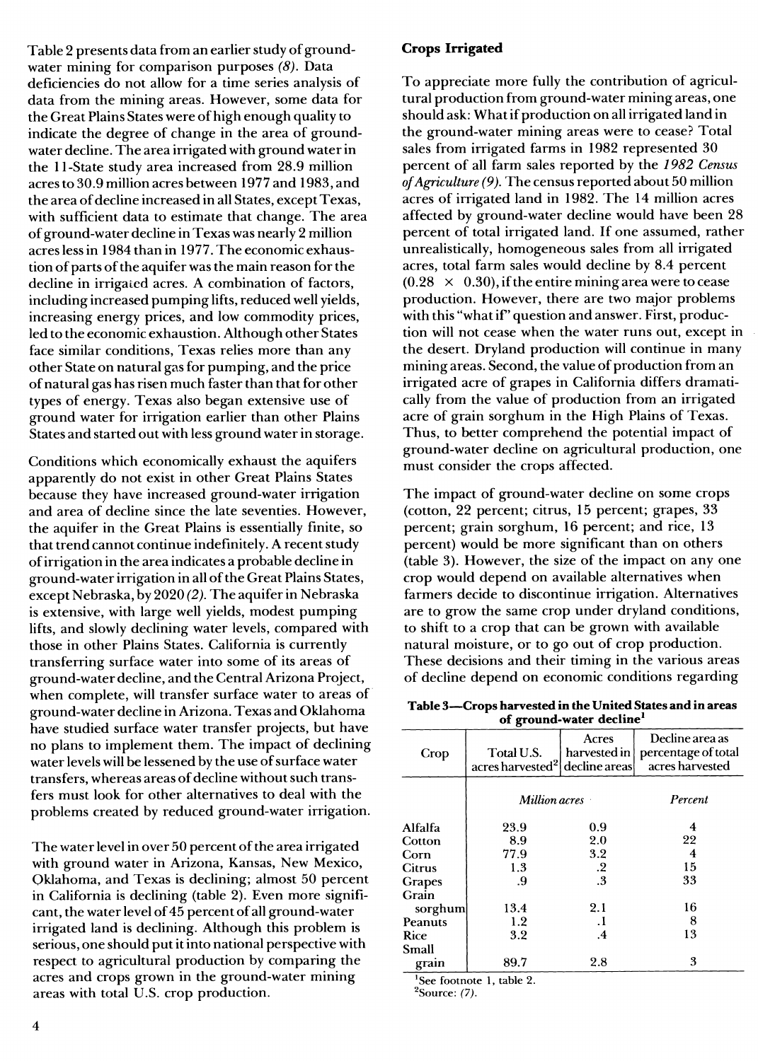Table 2 presents data from an earlier study of ground-water mining for comparison purposes *(8)*. Data deficiencies do not allow for a time series analysis of data from the mining areas. However, some data for the Great Plains States were of high enough quality to indicate the degree of change in the area of ground-water decline. The area irrigated with ground water in the 11-State study area increased from 28.9 million acres to 30.9 million acres between 1977 and 1983, and the area of decline increased in all States, except Texas, with sufficient data to estimate that change. The area of ground-water decline in Texas was nearly 2 million acres less in 1984 than in 1977. The economic exhaustion of parts of the aquifer was the main reason for the decline in irrigated acres. A combination of factors, including increased pumping lifts, reduced well yields, increasing energy prices, and low commodity prices, led to the economic exhaustion. Although other States face similar conditions, Texas relies more than any other State on natural gas for pumping, and the price of natural gas has risen much faster than that for other types of energy. Texas also began extensive use of ground water for irrigation earlier than other Plains States and started out with less ground water in storage.

Conditions which economically exhaust the aquifers apparently do not exist in other Great Plains States because they have increased ground-water irrigation and area of decline since the late seventies. However, the aquifer in the Great Plains is essentially finite, so that trend cannot continue indefinitely. A recent study of irrigation in the area indicates a probable decline in ground-water irrigation in all of the Great Plains States, except Nebraska, by 2020 *(2)*. The aquifer in Nebraska is extensive, with large well yields, modest pumping lifts, and slowly declining water levels, compared with those in other Plains States. California is currently transferring surface water into some of its areas of ground-water decline, and the Central Arizona Project, when complete, will transfer surface water to areas of ground-water decline in Arizona. Texas and Oklahoma have studied surface water transfer projects, but have no plans to implement them. The impact of declining water levels will be lessened by the use of surface water transfers, whereas areas of decline without such transfers must look for other alternatives to deal with the problems created by reduced ground-water irrigation.

The water level in over 50 percent of the area irrigated with ground water in Arizona, Kansas, New Mexico, Oklahoma, and Texas is declining; almost 50 percent in California is declining (table 2). Even more significant, the water level of 45 percent of all ground-water irrigated land is declining. Although this problem is serious, one should put it into national perspective with respect to agricultural production by comparing the acres and crops grown in the ground-water mining areas with total U.S. crop production.

### Crops Irrigated

To appreciate more fully the contribution of agricultural production from ground-water mining areas, one should ask: What if production on all irrigated land in the ground-water mining areas were to cease? Total sales from irrigated farms in 1982 represented 30 percent of all farm sales reported by the *1982 Census of Agriculture (9)*. The census reported about 50 million acres of irrigated land in 1982. The 14 million acres affected by ground-water decline would have been 28 percent of total irrigated land. If one assumed, rather unrealistically, homogeneous sales from all irrigated acres, total farm sales would decline by 8.4 percent ($0.28 \times 0.30$), if the entire mining area were to cease production. However, there are two major problems with this "what if" question and answer. First, production will not cease when the water runs out, except in the desert. Dryland production will continue in many mining areas. Second, the value of production from an irrigated acre of grapes in California differs dramatically from the value of production from an irrigated acre of grain sorghum in the High Plains of Texas. Thus, to better comprehend the potential impact of ground-water decline on agricultural production, one must consider the crops affected.

The impact of ground-water decline on some crops (cotton, 22 percent; citrus, 15 percent; grapes, 33 percent; grain sorghum, 16 percent; and rice, 13 percent) would be more significant than on others (table 3). However, the size of the impact on any one crop would depend on available alternatives when farmers decide to discontinue irrigation. Alternatives are to grow the same crop under dryland conditions, to shift to a crop that can be grown with available natural moisture, or to go out of crop production. These decisions and their timing in the various areas of decline depend on economic conditions regarding

**Table 3—Crops harvested in the United States and in areas of ground-water decline**[1]

| Crop | Total U.S. acres harvested[2] | Acres harvested in decline areas | Decline area as percentage of total acres harvested |
|---|---|---|---|
| | *Million acres* | | *Percent* |
| Alfalfa | 23.9 | 0.9 | 4 |
| Cotton | 8.9 | 2.0 | 22 |
| Corn | 77.9 | 3.2 | 4 |
| Citrus | 1.3 | .2 | 15 |
| Grapes | .9 | .3 | 33 |
| Grain sorghum | 13.4 | 2.1 | 16 |
| Peanuts | 1.2 | .1 | 8 |
| Rice | 3.2 | .4 | 13 |
| Small grain | 89.7 | 2.8 | 3 |

[1]See footnote 1, table 2.
[2]Source: *(7)*.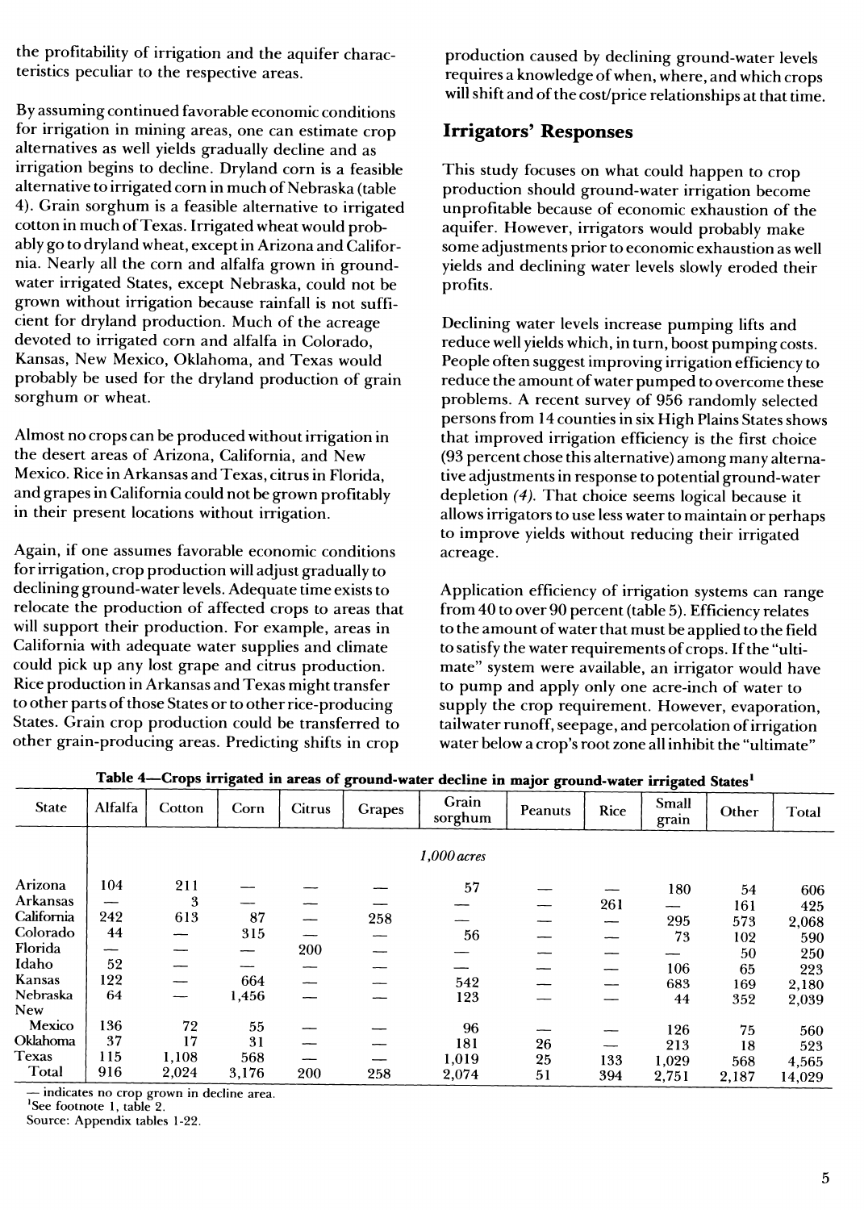the profitability of irrigation and the aquifer characteristics peculiar to the respective areas.

By assuming continued favorable economic conditions for irrigation in mining areas, one can estimate crop alternatives as well yields gradually decline and as irrigation begins to decline. Dryland corn is a feasible alternative to irrigated corn in much of Nebraska (table 4). Grain sorghum is a feasible alternative to irrigated cotton in much of Texas. Irrigated wheat would probably go to dryland wheat, except in Arizona and California. Nearly all the corn and alfalfa grown in ground-water irrigated States, except Nebraska, could not be grown without irrigation because rainfall is not sufficient for dryland production. Much of the acreage devoted to irrigated corn and alfalfa in Colorado, Kansas, New Mexico, Oklahoma, and Texas would probably be used for the dryland production of grain sorghum or wheat.

Almost no crops can be produced without irrigation in the desert areas of Arizona, California, and New Mexico. Rice in Arkansas and Texas, citrus in Florida, and grapes in California could not be grown profitably in their present locations without irrigation.

Again, if one assumes favorable economic conditions for irrigation, crop production will adjust gradually to declining ground-water levels. Adequate time exists to relocate the production of affected crops to areas that will support their production. For example, areas in California with adequate water supplies and climate could pick up any lost grape and citrus production. Rice production in Arkansas and Texas might transfer to other parts of those States or to other rice-producing States. Grain crop production could be transferred to other grain-producing areas. Predicting shifts in crop production caused by declining ground-water levels requires a knowledge of when, where, and which crops will shift and of the cost/price relationships at that time.

## Irrigators' Responses

This study focuses on what could happen to crop production should ground-water irrigation become unprofitable because of economic exhaustion of the aquifer. However, irrigators would probably make some adjustments prior to economic exhaustion as well yields and declining water levels slowly eroded their profits.

Declining water levels increase pumping lifts and reduce well yields which, in turn, boost pumping costs. People often suggest improving irrigation efficiency to reduce the amount of water pumped to overcome these problems. A recent survey of 956 randomly selected persons from 14 counties in six High Plains States shows that improved irrigation efficiency is the first choice (93 percent chose this alternative) among many alternative adjustments in response to potential ground-water depletion *(4)*. That choice seems logical because it allows irrigators to use less water to maintain or perhaps to improve yields without reducing their irrigated acreage.

Application efficiency of irrigation systems can range from 40 to over 90 percent (table 5). Efficiency relates to the amount of water that must be applied to the field to satisfy the water requirements of crops. If the "ultimate" system were available, an irrigator would have to pump and apply only one acre-inch of water to supply the crop requirement. However, evaporation, tailwater runoff, seepage, and percolation of irrigation water below a crop's root zone all inhibit the "ultimate"

**Table 4—Crops irrigated in areas of ground-water decline in major ground-water irrigated States[1]**

| State | Alfalfa | Cotton | Corn | Citrus | Grapes | Grain sorghum | Peanuts | Rice | Small grain | Other | Total |
|---|---|---|---|---|---|---|---|---|---|---|---|
| | | | | | | *1,000 acres* | | | | | |
| Arizona | 104 | 211 | — | — | — | 57 | — | — | 180 | 54 | 606 |
| Arkansas | — | 3 | — | — | — | — | — | 261 | — | 161 | 425 |
| California | 242 | 613 | 87 | — | 258 | — | — | — | 295 | 573 | 2,068 |
| Colorado | 44 | — | 315 | — | — | 56 | — | — | 73 | 102 | 590 |
| Florida | — | — | — | 200 | — | — | — | — | — | 50 | 250 |
| Idaho | 52 | — | — | — | — | — | — | — | 106 | 65 | 223 |
| Kansas | 122 | — | 664 | — | — | 542 | — | — | 683 | 169 | 2,180 |
| Nebraska | 64 | — | 1,456 | — | — | 123 | — | — | 44 | 352 | 2,039 |
| New Mexico | 136 | 72 | 55 | — | — | 96 | — | — | 126 | 75 | 560 |
| Oklahoma | 37 | 17 | 31 | — | — | 181 | 26 | — | 213 | 18 | 523 |
| Texas | 115 | 1,108 | 568 | — | — | 1,019 | 25 | 133 | 1,029 | 568 | 4,565 |
| Total | 916 | 2,024 | 3,176 | 200 | 258 | 2,074 | 51 | 394 | 2,751 | 2,187 | 14,029 |

— indicates no crop grown in decline area.
[1]See footnote 1, table 2.
Source: Appendix tables 1-22.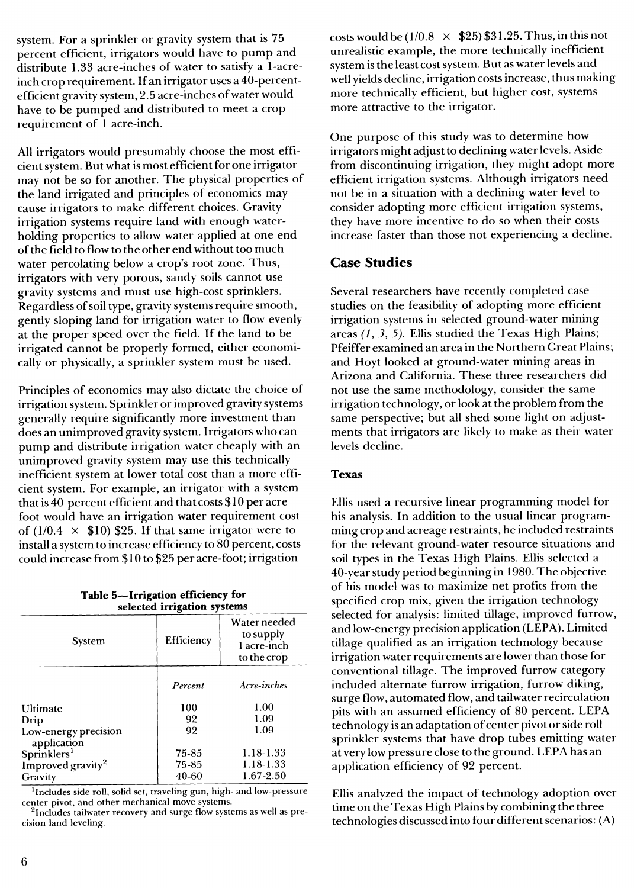system. For a sprinkler or gravity system that is 75 percent efficient, irrigators would have to pump and distribute 1.33 acre-inches of water to satisfy a 1-acre-inch crop requirement. If an irrigator uses a 40-percent-efficient gravity system, 2.5 acre-inches of water would have to be pumped and distributed to meet a crop requirement of 1 acre-inch.

All irrigators would presumably choose the most efficient system. But what is most efficient for one irrigator may not be so for another. The physical properties of the land irrigated and principles of economics may cause irrigators to make different choices. Gravity irrigation systems require land with enough water-holding properties to allow water applied at one end of the field to flow to the other end without too much water percolating below a crop's root zone. Thus, irrigators with very porous, sandy soils cannot use gravity systems and must use high-cost sprinklers. Regardless of soil type, gravity systems require smooth, gently sloping land for irrigation water to flow evenly at the proper speed over the field. If the land to be irrigated cannot be properly formed, either economically or physically, a sprinkler system must be used.

Principles of economics may also dictate the choice of irrigation system. Sprinkler or improved gravity systems generally require significantly more investment than does an unimproved gravity system. Irrigators who can pump and distribute irrigation water cheaply with an unimproved gravity system may use this technically inefficient system at lower total cost than a more efficient system. For example, an irrigator with a system that is 40 percent efficient and that costs $10 per acre foot would have an irrigation water requirement cost of ($1/0.4 \times$ $10) $25. If that same irrigator were to install a system to increase efficiency to 80 percent, costs could increase from $10 to $25 per acre-foot; irrigation costs would be ($1/0.8 \times$ $25) $31.25. Thus, in this not unrealistic example, the more technically inefficient system is the least cost system. But as water levels and well yields decline, irrigation costs increase, thus making more technically efficient, but higher cost, systems more attractive to the irrigator.

**Table 5—Irrigation efficiency for selected irrigation systems**

| System | Efficiency | Water needed to supply 1 acre-inch to the crop |
|---|---|---|
| | *Percent* | *Acre-inches* |
| Ultimate | 100 | 1.00 |
| Drip | 92 | 1.09 |
| Low-energy precision application | 92 | 1.09 |
| Sprinklers[1] | 75-85 | 1.18-1.33 |
| Improved gravity[2] | 75-85 | 1.18-1.33 |
| Gravity | 40-60 | 1.67-2.50 |

[1]Includes side roll, solid set, traveling gun, high- and low-pressure center pivot, and other mechanical move systems.

[2]Includes tailwater recovery and surge flow systems as well as precision land leveling.

One purpose of this study was to determine how irrigators might adjust to declining water levels. Aside from discontinuing irrigation, they might adopt more efficient irrigation systems. Although irrigators need not be in a situation with a declining water level to consider adopting more efficient irrigation systems, they have more incentive to do so when their costs increase faster than those not experiencing a decline.

## Case Studies

Several researchers have recently completed case studies on the feasibility of adopting more efficient irrigation systems in selected ground-water mining areas *(1, 3, 5)*. Ellis studied the Texas High Plains; Pfeiffer examined an area in the Northern Great Plains; and Hoyt looked at ground-water mining areas in Arizona and California. These three researchers did not use the same methodology, consider the same irrigation technology, or look at the problem from the same perspective; but all shed some light on adjustments that irrigators are likely to make as their water levels decline.

### Texas

Ellis used a recursive linear programming model for his analysis. In addition to the usual linear programming crop and acreage restraints, he included restraints for the relevant ground-water resource situations and soil types in the Texas High Plains. Ellis selected a 40-year study period beginning in 1980. The objective of his model was to maximize net profits from the specified crop mix, given the irrigation technology selected for analysis: limited tillage, improved furrow, and low-energy precision application (LEPA). Limited tillage qualified as an irrigation technology because irrigation water requirements are lower than those for conventional tillage. The improved furrow category included alternate furrow irrigation, furrow diking, surge flow, automated flow, and tailwater recirculation pits with an assumed efficiency of 80 percent. LEPA technology is an adaptation of center pivot or side roll sprinkler systems that have drop tubes emitting water at very low pressure close to the ground. LEPA has an application efficiency of 92 percent.

Ellis analyzed the impact of technology adoption over time on the Texas High Plains by combining the three technologies discussed into four different scenarios: (A)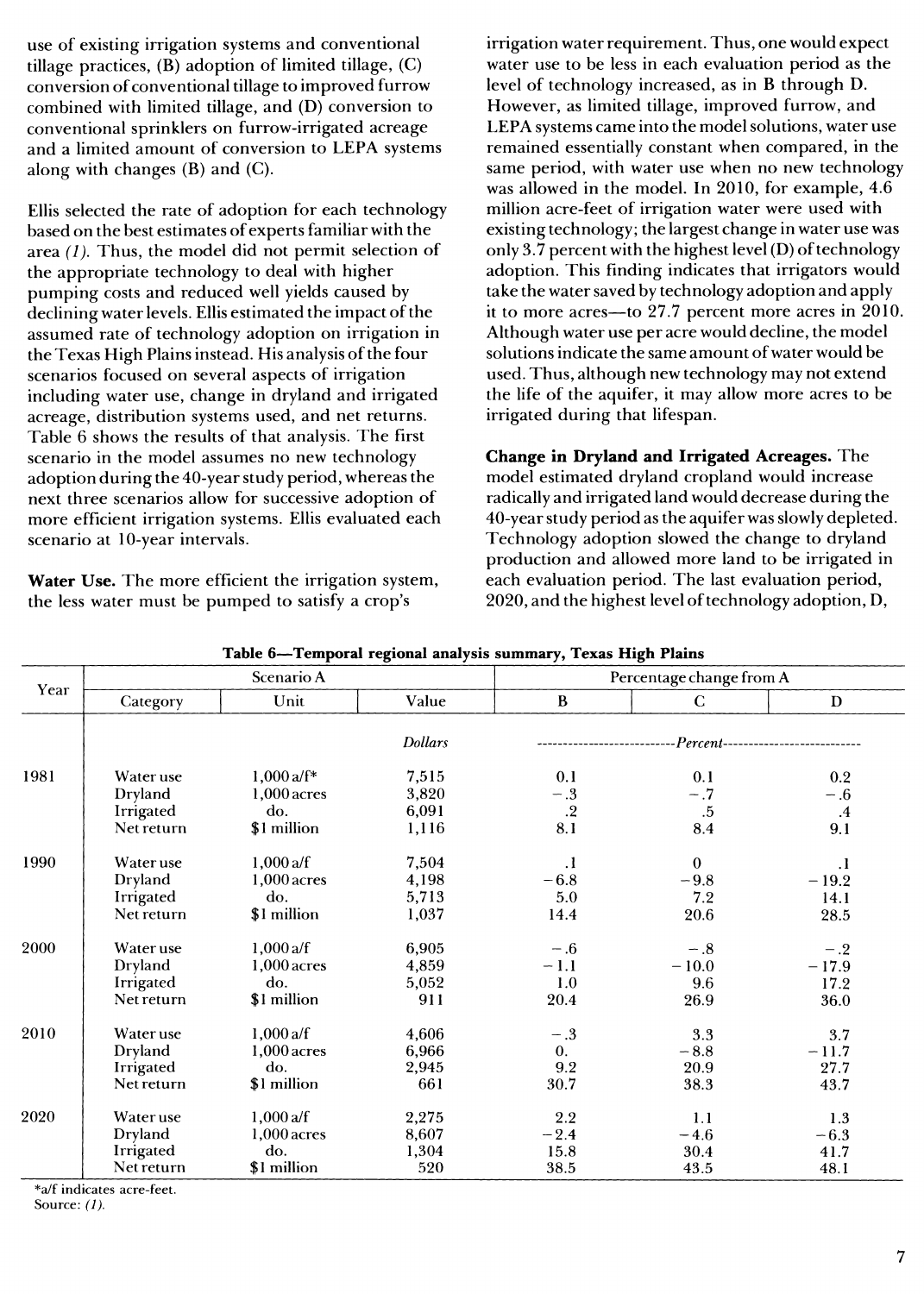use of existing irrigation systems and conventional tillage practices, (B) adoption of limited tillage, (C) conversion of conventional tillage to improved furrow combined with limited tillage, and (D) conversion to conventional sprinklers on furrow-irrigated acreage and a limited amount of conversion to LEPA systems along with changes (B) and (C).

Ellis selected the rate of adoption for each technology based on the best estimates of experts familiar with the area *(1)*. Thus, the model did not permit selection of the appropriate technology to deal with higher pumping costs and reduced well yields caused by declining water levels. Ellis estimated the impact of the assumed rate of technology adoption on irrigation in the Texas High Plains instead. His analysis of the four scenarios focused on several aspects of irrigation including water use, change in dryland and irrigated acreage, distribution systems used, and net returns. Table 6 shows the results of that analysis. The first scenario in the model assumes no new technology adoption during the 40-year study period, whereas the next three scenarios allow for successive adoption of more efficient irrigation systems. Ellis evaluated each scenario at 10-year intervals.

**Water Use.** The more efficient the irrigation system, the less water must be pumped to satisfy a crop's irrigation water requirement. Thus, one would expect water use to be less in each evaluation period as the level of technology increased, as in B through D. However, as limited tillage, improved furrow, and LEPA systems came into the model solutions, water use remained essentially constant when compared, in the same period, with water use when no new technology was allowed in the model. In 2010, for example, 4.6 million acre-feet of irrigation water were used with existing technology; the largest change in water use was only 3.7 percent with the highest level (D) of technology adoption. This finding indicates that irrigators would take the water saved by technology adoption and apply it to more acres—to 27.7 percent more acres in 2010. Although water use per acre would decline, the model solutions indicate the same amount of water would be used. Thus, although new technology may not extend the life of the aquifer, it may allow more acres to be irrigated during that lifespan.

**Change in Dryland and Irrigated Acreages.** The model estimated dryland cropland would increase radically and irrigated land would decrease during the 40-year study period as the aquifer was slowly depleted. Technology adoption slowed the change to dryland production and allowed more land to be irrigated in each evaluation period. The last evaluation period, 2020, and the highest level of technology adoption, D,

**Table 6—Temporal regional analysis summary, Texas High Plains**

| Year | Scenario A | | | Percentage change from A | | |
|---|---|---|---|---|---|---|
| | Category | Unit | Value | B | C | D |
| | | | *Dollars* | *Percent* | | |
| 1981 | Water use | 1,000 a/f* | 7,515 | 0.1 | 0.1 | 0.2 |
| | Dryland | 1,000 acres | 3,820 | −.3 | −.7 | −.6 |
| | Irrigated | do. | 6,091 | .2 | .5 | .4 |
| | Net return | $1 million | 1,116 | 8.1 | 8.4 | 9.1 |
| 1990 | Water use | 1,000 a/f | 7,504 | .1 | 0 | .1 |
| | Dryland | 1,000 acres | 4,198 | −6.8 | −9.8 | −19.2 |
| | Irrigated | do. | 5,713 | 5.0 | 7.2 | 14.1 |
| | Net return | $1 million | 1,037 | 14.4 | 20.6 | 28.5 |
| 2000 | Water use | 1,000 a/f | 6,905 | −.6 | −.8 | −.2 |
| | Dryland | 1,000 acres | 4,859 | −1.1 | −10.0 | −17.9 |
| | Irrigated | do. | 5,052 | 1.0 | 9.6 | 17.2 |
| | Net return | $1 million | 911 | 20.4 | 26.9 | 36.0 |
| 2010 | Water use | 1,000 a/f | 4,606 | −.3 | 3.3 | 3.7 |
| | Dryland | 1,000 acres | 6,966 | 0. | −8.8 | −11.7 |
| | Irrigated | do. | 2,945 | 9.2 | 20.9 | 27.7 |
| | Net return | $1 million | 661 | 30.7 | 38.3 | 43.7 |
| 2020 | Water use | 1,000 a/f | 2,275 | 2.2 | 1.1 | 1.3 |
| | Dryland | 1,000 acres | 8,607 | −2.4 | −4.6 | −6.3 |
| | Irrigated | do. | 1,304 | 15.8 | 30.4 | 41.7 |
| | Net return | $1 million | 520 | 38.5 | 43.5 | 48.1 |

*a/f indicates acre-feet.
Source: *(1)*.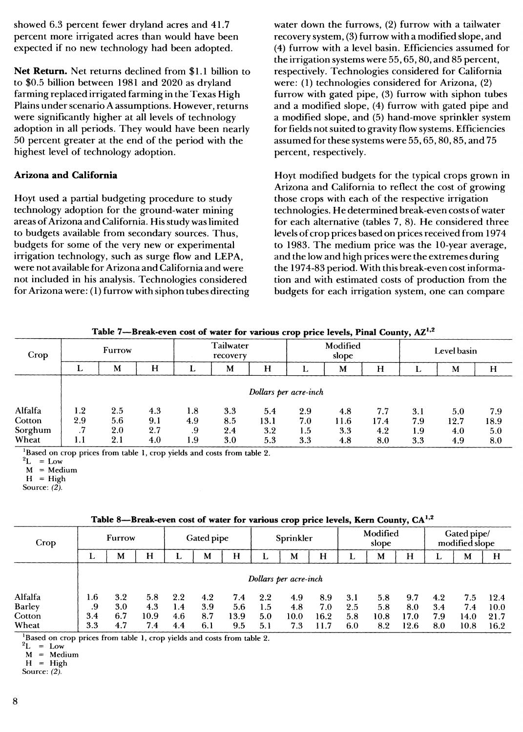showed 6.3 percent fewer dryland acres and 41.7 percent more irrigated acres than would have been expected if no new technology had been adopted.

**Net Return.** Net returns declined from $1.1 billion to to $0.5 billion between 1981 and 2020 as dryland farming replaced irrigated farming in the Texas High Plains under scenario A assumptions. However, returns were significantly higher at all levels of technology adoption in all periods. They would have been nearly 50 percent greater at the end of the period with the highest level of technology adoption.

**Arizona and California**

Hoyt used a partial budgeting procedure to study technology adoption for the ground-water mining areas of Arizona and California. His study was limited to budgets available from secondary sources. Thus, budgets for some of the very new or experimental irrigation technology, such as surge flow and LEPA, were not available for Arizona and California and were not included in his analysis. Technologies considered for Arizona were: (1) furrow with siphon tubes directing water down the furrows, (2) furrow with a tailwater recovery system, (3) furrow with a modified slope, and (4) furrow with a level basin. Efficiencies assumed for the irrigation systems were 55, 65, 80, and 85 percent, respectively. Technologies considered for California were: (1) technologies considered for Arizona, (2) furrow with gated pipe, (3) furrow with siphon tubes and a modified slope, (4) furrow with gated pipe and a modified slope, and (5) hand-move sprinkler system for fields not suited to gravity flow systems. Efficiencies assumed for these systems were 55, 65, 80, 85, and 75 percent, respectively.

Hoyt modified budgets for the typical crops grown in Arizona and California to reflect the cost of growing those crops with each of the respective irrigation technologies. He determined break-even costs of water for each alternative (tables 7, 8). He considered three levels of crop prices based on prices received from 1974 to 1983. The medium price was the 10-year average, and the low and high prices were the extremes during the 1974-83 period. With this break-even cost information and with estimated costs of production from the budgets for each irrigation system, one can compare

**Table 7—Break-even cost of water for various crop price levels, Pinal County, AZ[1,2]**

| Crop | Furrow | | | Tailwater recovery | | | Modified slope | | | Level basin | | |
|---|---|---|---|---|---|---|---|---|---|---|---|---|
| | L | M | H | L | M | H | L | M | H | L | M | H |
| | *Dollars per acre-inch* | | | | | | | | | | | |
| Alfalfa | 1.2 | 2.5 | 4.3 | 1.8 | 3.3 | 5.4 | 2.9 | 4.8 | 7.7 | 3.1 | 5.0 | 7.9 |
| Cotton | 2.9 | 5.6 | 9.1 | 4.9 | 8.5 | 13.1 | 7.0 | 11.6 | 17.4 | 7.9 | 12.7 | 18.9 |
| Sorghum | .7 | 2.0 | 2.7 | .9 | 2.4 | 3.2 | 1.5 | 3.3 | 4.2 | 1.9 | 4.0 | 5.0 |
| Wheat | 1.1 | 2.1 | 4.0 | 1.9 | 3.0 | 5.3 | 3.3 | 4.8 | 8.0 | 3.3 | 4.9 | 8.0 |

[1]Based on crop prices from table 1, crop yields and costs from table 2.
[2]L = Low
M = Medium
H = High
Source: (2).

**Table 8—Break-even cost of water for various crop price levels, Kern County, CA[1,2]**

| Crop | Furrow | | | Gated pipe | | | Sprinkler | | | Modified slope | | | Gated pipe/ modified slope | | |
|---|---|---|---|---|---|---|---|---|---|---|---|---|---|---|---|
| | L | M | H | L | M | H | L | M | H | L | M | H | L | M | H |
| | *Dollars per acre-inch* | | | | | | | | | | | | | | |
| Alfalfa | 1.6 | 3.2 | 5.8 | 2.2 | 4.2 | 7.4 | 2.2 | 4.9 | 8.9 | 3.1 | 5.8 | 9.7 | 4.2 | 7.5 | 12.4 |
| Barley | .9 | 3.0 | 4.3 | 1.4 | 3.9 | 5.6 | 1.5 | 4.8 | 7.0 | 2.5 | 5.8 | 8.0 | 3.4 | 7.4 | 10.0 |
| Cotton | 3.4 | 6.7 | 10.9 | 4.6 | 8.7 | 13.9 | 5.0 | 10.0 | 16.2 | 5.8 | 10.8 | 17.0 | 7.9 | 14.0 | 21.7 |
| Wheat | 3.3 | 4.7 | 7.4 | 4.4 | 6.1 | 9.5 | 5.1 | 7.3 | 11.7 | 6.0 | 8.2 | 12.6 | 8.0 | 10.8 | 16.2 |

[1]Based on crop prices from table 1, crop yields and costs from table 2.
[2]L = Low
M = Medium
H = High
Source: (2).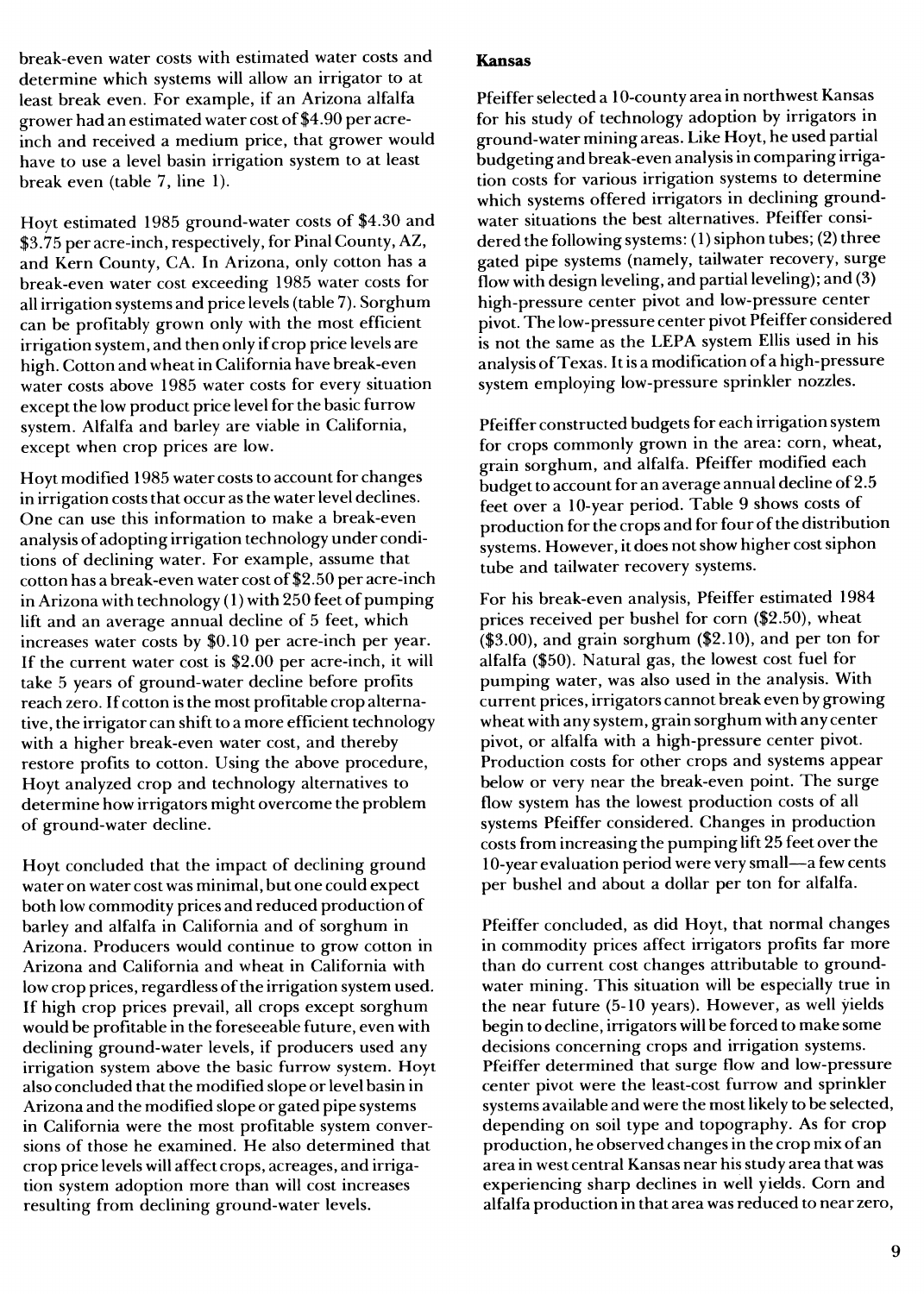break-even water costs with estimated water costs and determine which systems will allow an irrigator to at least break even. For example, if an Arizona alfalfa grower had an estimated water cost of $4.90 per acre-inch and received a medium price, that grower would have to use a level basin irrigation system to at least break even (table 7, line 1).

Hoyt estimated 1985 ground-water costs of $4.30 and $3.75 per acre-inch, respectively, for Pinal County, AZ, and Kern County, CA. In Arizona, only cotton has a break-even water cost exceeding 1985 water costs for all irrigation systems and price levels (table 7). Sorghum can be profitably grown only with the most efficient irrigation system, and then only if crop price levels are high. Cotton and wheat in California have break-even water costs above 1985 water costs for every situation except the low product price level for the basic furrow system. Alfalfa and barley are viable in California, except when crop prices are low.

Hoyt modified 1985 water costs to account for changes in irrigation costs that occur as the water level declines. One can use this information to make a break-even analysis of adopting irrigation technology under conditions of declining water. For example, assume that cotton has a break-even water cost of $2.50 per acre-inch in Arizona with technology (1) with 250 feet of pumping lift and an average annual decline of 5 feet, which increases water costs by $0.10 per acre-inch per year. If the current water cost is $2.00 per acre-inch, it will take 5 years of ground-water decline before profits reach zero. If cotton is the most profitable crop alternative, the irrigator can shift to a more efficient technology with a higher break-even water cost, and thereby restore profits to cotton. Using the above procedure, Hoyt analyzed crop and technology alternatives to determine how irrigators might overcome the problem of ground-water decline.

Hoyt concluded that the impact of declining ground water on water cost was minimal, but one could expect both low commodity prices and reduced production of barley and alfalfa in California and of sorghum in Arizona. Producers would continue to grow cotton in Arizona and California and wheat in California with low crop prices, regardless of the irrigation system used. If high crop prices prevail, all crops except sorghum would be profitable in the foreseeable future, even with declining ground-water levels, if producers used any irrigation system above the basic furrow system. Hoyt also concluded that the modified slope or level basin in Arizona and the modified slope or gated pipe systems in California were the most profitable system conversions of those he examined. He also determined that crop price levels will affect crops, acreages, and irrigation system adoption more than will cost increases resulting from declining ground-water levels.

**Kansas**

Pfeiffer selected a 10-county area in northwest Kansas for his study of technology adoption by irrigators in ground-water mining areas. Like Hoyt, he used partial budgeting and break-even analysis in comparing irrigation costs for various irrigation systems to determine which systems offered irrigators in declining ground-water situations the best alternatives. Pfeiffer considered the following systems: (1) siphon tubes; (2) three gated pipe systems (namely, tailwater recovery, surge flow with design leveling, and partial leveling); and (3) high-pressure center pivot and low-pressure center pivot. The low-pressure center pivot Pfeiffer considered is not the same as the LEPA system Ellis used in his analysis of Texas. It is a modification of a high-pressure system employing low-pressure sprinkler nozzles.

Pfeiffer constructed budgets for each irrigation system for crops commonly grown in the area: corn, wheat, grain sorghum, and alfalfa. Pfeiffer modified each budget to account for an average annual decline of 2.5 feet over a 10-year period. Table 9 shows costs of production for the crops and for four of the distribution systems. However, it does not show higher cost siphon tube and tailwater recovery systems.

For his break-even analysis, Pfeiffer estimated 1984 prices received per bushel for corn ($2.50), wheat ($3.00), and grain sorghum ($2.10), and per ton for alfalfa ($50). Natural gas, the lowest cost fuel for pumping water, was also used in the analysis. With current prices, irrigators cannot break even by growing wheat with any system, grain sorghum with any center pivot, or alfalfa with a high-pressure center pivot. Production costs for other crops and systems appear below or very near the break-even point. The surge flow system has the lowest production costs of all systems Pfeiffer considered. Changes in production costs from increasing the pumping lift 25 feet over the 10-year evaluation period were very small—a few cents per bushel and about a dollar per ton for alfalfa.

Pfeiffer concluded, as did Hoyt, that normal changes in commodity prices affect irrigators profits far more than do current cost changes attributable to ground-water mining. This situation will be especially true in the near future (5-10 years). However, as well yields begin to decline, irrigators will be forced to make some decisions concerning crops and irrigation systems. Pfeiffer determined that surge flow and low-pressure center pivot were the least-cost furrow and sprinkler systems available and were the most likely to be selected, depending on soil type and topography. As for crop production, he observed changes in the crop mix of an area in west central Kansas near his study area that was experiencing sharp declines in well yields. Corn and alfalfa production in that area was reduced to near zero,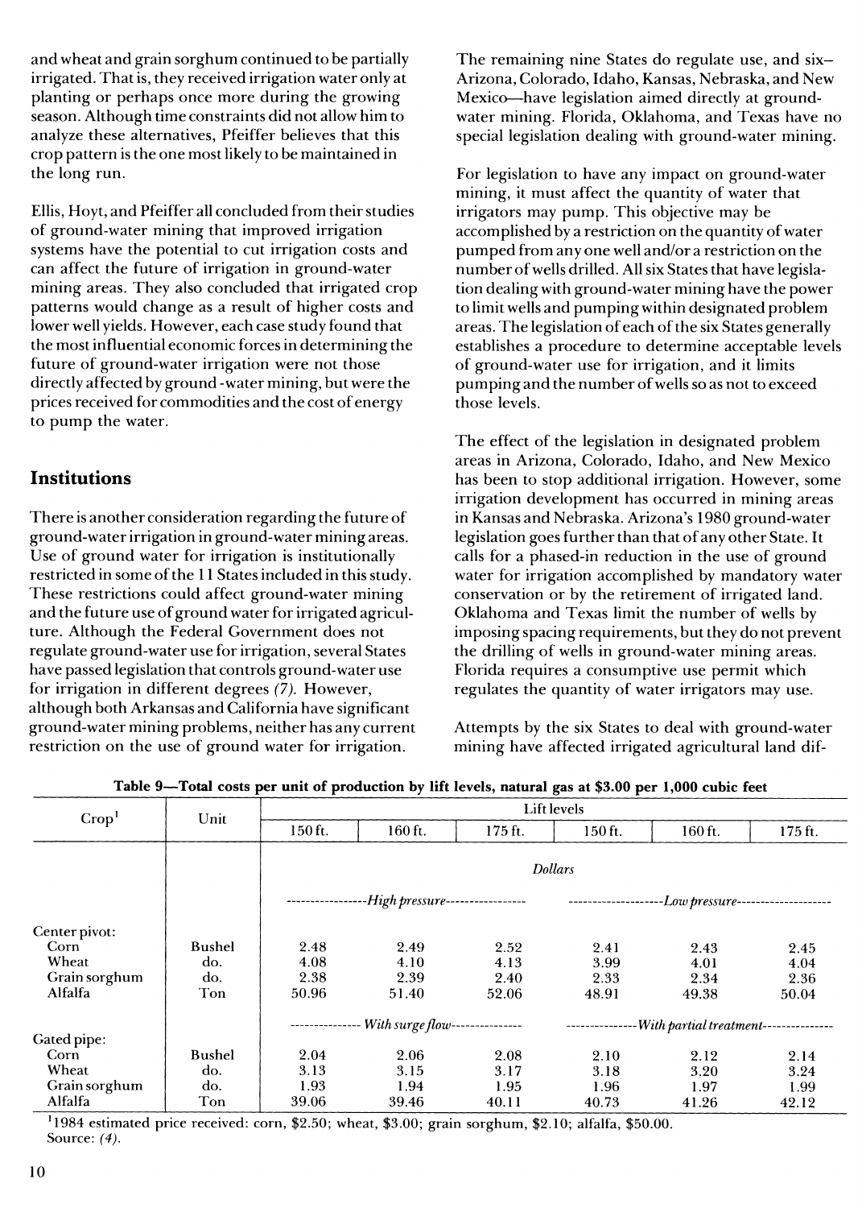and wheat and grain sorghum continued to be partially irrigated. That is, they received irrigation water only at planting or perhaps once more during the growing season. Although time constraints did not allow him to analyze these alternatives, Pfeiffer believes that this crop pattern is the one most likely to be maintained in the long run.

Ellis, Hoyt, and Pfeiffer all concluded from their studies of ground-water mining that improved irrigation systems have the potential to cut irrigation costs and can affect the future of irrigation in ground-water mining areas. They also concluded that irrigated crop patterns would change as a result of higher costs and lower well yields. However, each case study found that the most influential economic forces in determining the future of ground-water irrigation were not those directly affected by ground-water mining, but were the prices received for commodities and the cost of energy to pump the water.

## Institutions

There is another consideration regarding the future of ground-water irrigation in ground-water mining areas. Use of ground water for irrigation is institutionally restricted in some of the 11 States included in this study. These restrictions could affect ground-water mining and the future use of ground water for irrigated agriculture. Although the Federal Government does not regulate ground-water use for irrigation, several States have passed legislation that controls ground-water use for irrigation in different degrees *(7)*. However, although both Arkansas and California have significant ground-water mining problems, neither has any current restriction on the use of ground water for irrigation.

The remaining nine States do regulate use, and six–Arizona, Colorado, Idaho, Kansas, Nebraska, and New Mexico—have legislation aimed directly at ground-water mining. Florida, Oklahoma, and Texas have no special legislation dealing with ground-water mining.

For legislation to have any impact on ground-water mining, it must affect the quantity of water that irrigators may pump. This objective may be accomplished by a restriction on the quantity of water pumped from any one well and/or a restriction on the number of wells drilled. All six States that have legislation dealing with ground-water mining have the power to limit wells and pumping within designated problem areas. The legislation of each of the six States generally establishes a procedure to determine acceptable levels of ground-water use for irrigation, and it limits pumping and the number of wells so as not to exceed those levels.

The effect of the legislation in designated problem areas in Arizona, Colorado, Idaho, and New Mexico has been to stop additional irrigation. However, some irrigation development has occurred in mining areas in Kansas and Nebraska. Arizona's 1980 ground-water legislation goes further than that of any other State. It calls for a phased-in reduction in the use of ground water for irrigation accomplished by mandatory water conservation or by the retirement of irrigated land. Oklahoma and Texas limit the number of wells by imposing spacing requirements, but they do not prevent the drilling of wells in ground-water mining areas. Florida requires a consumptive use permit which regulates the quantity of water irrigators may use.

Attempts by the six States to deal with ground-water mining have affected irrigated agricultural land dif-

**Table 9—Total costs per unit of production by lift levels, natural gas at $3.00 per 1,000 cubic feet**

| Crop[1] | Unit | Lift levels | | | | | |
|---|---|---|---|---|---|---|---|
| | | 150 ft. | 160 ft. | 175 ft. | 150 ft. | 160 ft. | 175 ft. |
| | | *Dollars* | | | | | |
| | | *High pressure* | | | *Low pressure* | | |
| Center pivot: | | | | | | | |
| Corn | Bushel | 2.48 | 2.49 | 2.52 | 2.41 | 2.43 | 2.45 |
| Wheat | do. | 4.08 | 4.10 | 4.13 | 3.99 | 4.01 | 4.04 |
| Grain sorghum | do. | 2.38 | 2.39 | 2.40 | 2.33 | 2.34 | 2.36 |
| Alfalfa | Ton | 50.96 | 51.40 | 52.06 | 48.91 | 49.38 | 50.04 |
| | | *With surge flow* | | | *With partial treatment* | | |
| Gated pipe: | | | | | | | |
| Corn | Bushel | 2.04 | 2.06 | 2.08 | 2.10 | 2.12 | 2.14 |
| Wheat | do. | 3.13 | 3.15 | 3.17 | 3.18 | 3.20 | 3.24 |
| Grain sorghum | do. | 1.93 | 1.94 | 1.95 | 1.96 | 1.97 | 1.99 |
| Alfalfa | Ton | 39.06 | 39.46 | 40.11 | 40.73 | 41.26 | 42.12 |

[1] 1984 estimated price received: corn, $2.50; wheat, $3.00; grain sorghum, $2.10; alfalfa, $50.00.
Source: *(4)*.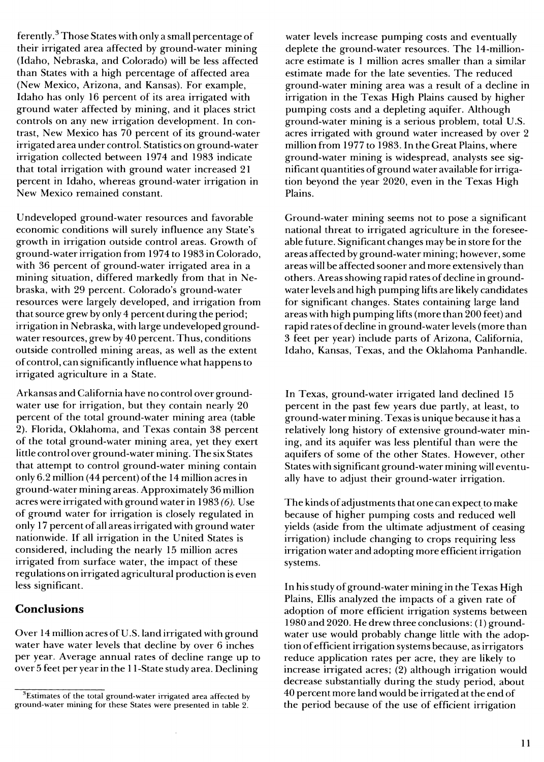ferently.[3] Those States with only a small percentage of their irrigated area affected by ground-water mining (Idaho, Nebraska, and Colorado) will be less affected than States with a high percentage of affected area (New Mexico, Arizona, and Kansas). For example, Idaho has only 16 percent of its area irrigated with ground water affected by mining, and it places strict controls on any new irrigation development. In contrast, New Mexico has 70 percent of its ground-water irrigated area under control. Statistics on ground-water irrigation collected between 1974 and 1983 indicate that total irrigation with ground water increased 21 percent in Idaho, whereas ground-water irrigation in New Mexico remained constant.

Undeveloped ground-water resources and favorable economic conditions will surely influence any State's growth in irrigation outside control areas. Growth of ground-water irrigation from 1974 to 1983 in Colorado, with 36 percent of ground-water irrigated area in a mining situation, differed markedly from that in Nebraska, with 29 percent. Colorado's ground-water resources were largely developed, and irrigation from that source grew by only 4 percent during the period; irrigation in Nebraska, with large undeveloped ground-water resources, grew by 40 percent. Thus, conditions outside controlled mining areas, as well as the extent of control, can significantly influence what happens to irrigated agriculture in a State.

Arkansas and California have no control over ground-water use for irrigation, but they contain nearly 20 percent of the total ground-water mining area (table 2). Florida, Oklahoma, and Texas contain 38 percent of the total ground-water mining area, yet they exert little control over ground-water mining. The six States that attempt to control ground-water mining contain only 6.2 million (44 percent) of the 14 million acres in ground-water mining areas. Approximately 36 million acres were irrigated with ground water in 1983 *(6)*. Use of ground water for irrigation is closely regulated in only 17 percent of all areas irrigated with ground water nationwide. If all irrigation in the United States is considered, including the nearly 15 million acres irrigated from surface water, the impact of these regulations on irrigated agricultural production is even less significant.

## Conclusions

Over 14 million acres of U.S. land irrigated with ground water have water levels that decline by over 6 inches per year. Average annual rates of decline range up to over 5 feet per year in the 11-State study area. Declining water levels increase pumping costs and eventually deplete the ground-water resources. The 14-million-acre estimate is 1 million acres smaller than a similar estimate made for the late seventies. The reduced ground-water mining area was a result of a decline in irrigation in the Texas High Plains caused by higher pumping costs and a depleting aquifer. Although ground-water mining is a serious problem, total U.S. acres irrigated with ground water increased by over 2 million from 1977 to 1983. In the Great Plains, where ground-water mining is widespread, analysts see significant quantities of ground water available for irrigation beyond the year 2020, even in the Texas High Plains.

Ground-water mining seems not to pose a significant national threat to irrigated agriculture in the foreseeable future. Significant changes may be in store for the areas affected by ground-water mining; however, some areas will be affected sooner and more extensively than others. Areas showing rapid rates of decline in ground-water levels and high pumping lifts are likely candidates for significant changes. States containing large land areas with high pumping lifts (more than 200 feet) and rapid rates of decline in ground-water levels (more than 3 feet per year) include parts of Arizona, California, Idaho, Kansas, Texas, and the Oklahoma Panhandle.

In Texas, ground-water irrigated land declined 15 percent in the past few years due partly, at least, to ground-water mining. Texas is unique because it has a relatively long history of extensive ground-water mining, and its aquifer was less plentiful than were the aquifers of some of the other States. However, other States with significant ground-water mining will eventually have to adjust their ground-water irrigation.

The kinds of adjustments that one can expect to make because of higher pumping costs and reduced well yields (aside from the ultimate adjustment of ceasing irrigation) include changing to crops requiring less irrigation water and adopting more efficient irrigation systems.

In his study of ground-water mining in the Texas High Plains, Ellis analyzed the impacts of a given rate of adoption of more efficient irrigation systems between 1980 and 2020. He drew three conclusions: (1) ground-water use would probably change little with the adoption of efficient irrigation systems because, as irrigators reduce application rates per acre, they are likely to increase irrigated acres; (2) although irrigation would decrease substantially during the study period, about 40 percent more land would be irrigated at the end of the period because of the use of efficient irrigation

[3] Estimates of the total ground-water irrigated area affected by ground-water mining for these States were presented in table 2.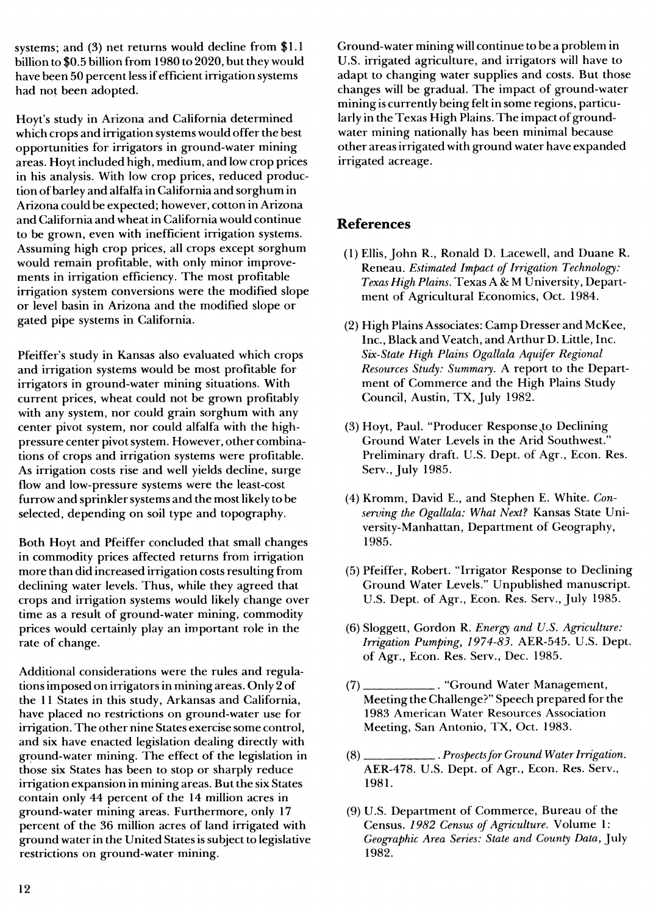systems; and (3) net returns would decline from $1.1 billion to $0.5 billion from 1980 to 2020, but they would have been 50 percent less if efficient irrigation systems had not been adopted.

Hoyt's study in Arizona and California determined which crops and irrigation systems would offer the best opportunities for irrigators in ground-water mining areas. Hoyt included high, medium, and low crop prices in his analysis. With low crop prices, reduced production of barley and alfalfa in California and sorghum in Arizona could be expected; however, cotton in Arizona and California and wheat in California would continue to be grown, even with inefficient irrigation systems. Assuming high crop prices, all crops except sorghum would remain profitable, with only minor improvements in irrigation efficiency. The most profitable irrigation system conversions were the modified slope or level basin in Arizona and the modified slope or gated pipe systems in California.

Pfeiffer's study in Kansas also evaluated which crops and irrigation systems would be most profitable for irrigators in ground-water mining situations. With current prices, wheat could not be grown profitably with any system, nor could grain sorghum with any center pivot system, nor could alfalfa with the high-pressure center pivot system. However, other combinations of crops and irrigation systems were profitable. As irrigation costs rise and well yields decline, surge flow and low-pressure systems were the least-cost furrow and sprinkler systems and the most likely to be selected, depending on soil type and topography.

Both Hoyt and Pfeiffer concluded that small changes in commodity prices affected returns from irrigation more than did increased irrigation costs resulting from declining water levels. Thus, while they agreed that crops and irrigation systems would likely change over time as a result of ground-water mining, commodity prices would certainly play an important role in the rate of change.

Additional considerations were the rules and regulations imposed on irrigators in mining areas. Only 2 of the 11 States in this study, Arkansas and California, have placed no restrictions on ground-water use for irrigation. The other nine States exercise some control, and six have enacted legislation dealing directly with ground-water mining. The effect of the legislation in those six States has been to stop or sharply reduce irrigation expansion in mining areas. But the six States contain only 44 percent of the 14 million acres in ground-water mining areas. Furthermore, only 17 percent of the 36 million acres of land irrigated with ground water in the United States is subject to legislative restrictions on ground-water mining.

Ground-water mining will continue to be a problem in U.S. irrigated agriculture, and irrigators will have to adapt to changing water supplies and costs. But those changes will be gradual. The impact of ground-water mining is currently being felt in some regions, particularly in the Texas High Plains. The impact of ground-water mining nationally has been minimal because other areas irrigated with ground water have expanded irrigated acreage.

## References

(1) Ellis, John R., Ronald D. Lacewell, and Duane R. Reneau. *Estimated Impact of Irrigation Technology: Texas High Plains.* Texas A & M University, Department of Agricultural Economics, Oct. 1984.

(2) High Plains Associates: Camp Dresser and McKee, Inc., Black and Veatch, and Arthur D. Little, Inc. *Six-State High Plains Ogallala Aquifer Regional Resources Study: Summary.* A report to the Department of Commerce and the High Plains Study Council, Austin, TX, July 1982.

(3) Hoyt, Paul. "Producer Response to Declining Ground Water Levels in the Arid Southwest." Preliminary draft. U.S. Dept. of Agr., Econ. Res. Serv., July 1985.

(4) Kromm, David E., and Stephen E. White. *Conserving the Ogallala: What Next?* Kansas State University-Manhattan, Department of Geography, 1985.

(5) Pfeiffer, Robert. "Irrigator Response to Declining Ground Water Levels." Unpublished manuscript. U.S. Dept. of Agr., Econ. Res. Serv., July 1985.

(6) Sloggett, Gordon R. *Energy and U.S. Agriculture: Irrigation Pumping, 1974-83.* AER-545. U.S. Dept. of Agr., Econ. Res. Serv., Dec. 1985.

(7) __________. "Ground Water Management, Meeting the Challenge?" Speech prepared for the 1983 American Water Resources Association Meeting, San Antonio, TX, Oct. 1983.

(8) __________. *Prospects for Ground Water Irrigation.* AER-478. U.S. Dept. of Agr., Econ. Res. Serv., 1981.

(9) U.S. Department of Commerce, Bureau of the Census. *1982 Census of Agriculture.* Volume 1: *Geographic Area Series: State and County Data,* July 1982.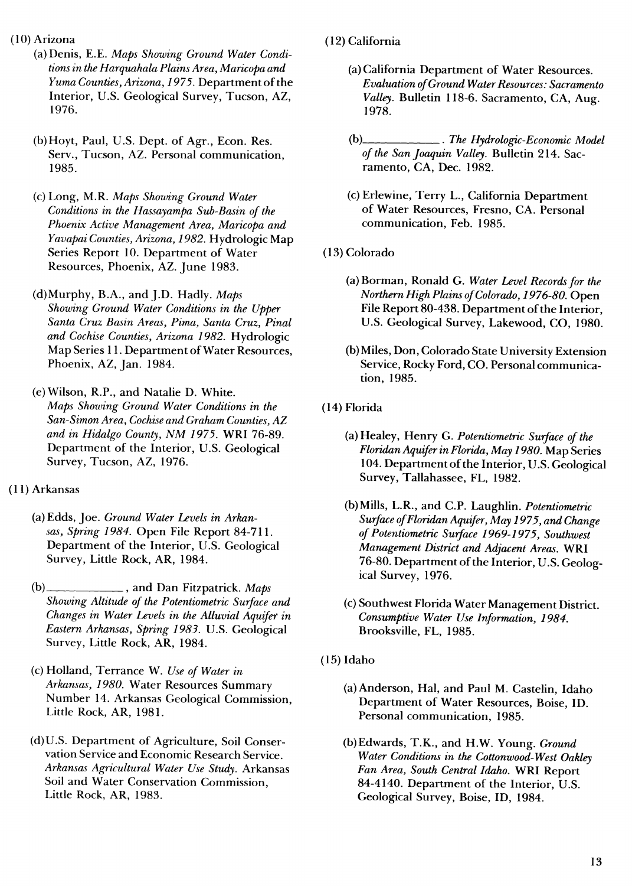(10) Arizona

(a) Denis, E.E. *Maps Showing Ground Water Conditions in the Harquahala Plains Area, Maricopa and Yuma Counties, Arizona, 1975.* Department of the Interior, U.S. Geological Survey, Tucson, AZ, 1976.

(b) Hoyt, Paul, U.S. Dept. of Agr., Econ. Res. Serv., Tucson, AZ. Personal communication, 1985.

(c) Long, M.R. *Maps Showing Ground Water Conditions in the Hassayampa Sub-Basin of the Phoenix Active Management Area, Maricopa and Yavapai Counties, Arizona, 1982.* Hydrologic Map Series Report 10. Department of Water Resources, Phoenix, AZ. June 1983.

(d) Murphy, B.A., and J.D. Hadly. *Maps Showing Ground Water Conditions in the Upper Santa Cruz Basin Areas, Pima, Santa Cruz, Pinal and Cochise Counties, Arizona 1982.* Hydrologic Map Series 11. Department of Water Resources, Phoenix, AZ, Jan. 1984.

(e) Wilson, R.P., and Natalie D. White. *Maps Showing Ground Water Conditions in the San-Simon Area, Cochise and Graham Counties, AZ and in Hidalgo County, NM 1975.* WRI 76-89. Department of the Interior, U.S. Geological Survey, Tucson, AZ, 1976.

(11) Arkansas

(a) Edds, Joe. *Ground Water Levels in Arkansas, Spring 1984.* Open File Report 84-711. Department of the Interior, U.S. Geological Survey, Little Rock, AR, 1984.

(b) ____________, and Dan Fitzpatrick. *Maps Showing Altitude of the Potentiometric Surface and Changes in Water Levels in the Alluvial Aquifer in Eastern Arkansas, Spring 1983.* U.S. Geological Survey, Little Rock, AR, 1984.

(c) Holland, Terrance W. *Use of Water in Arkansas, 1980.* Water Resources Summary Number 14. Arkansas Geological Commission, Little Rock, AR, 1981.

(d) U.S. Department of Agriculture, Soil Conservation Service and Economic Research Service. *Arkansas Agricultural Water Use Study.* Arkansas Soil and Water Conservation Commission, Little Rock, AR, 1983.

(12) California

(a) California Department of Water Resources. *Evaluation of Ground Water Resources: Sacramento Valley.* Bulletin 118-6. Sacramento, CA, Aug. 1978.

(b) ____________. *The Hydrologic-Economic Model of the San Joaquin Valley.* Bulletin 214. Sacramento, CA, Dec. 1982.

(c) Erlewine, Terry L., California Department of Water Resources, Fresno, CA. Personal communication, Feb. 1985.

(13) Colorado

(a) Borman, Ronald G. *Water Level Records for the Northern High Plains of Colorado, 1976-80.* Open File Report 80-438. Department of the Interior, U.S. Geological Survey, Lakewood, CO, 1980.

(b) Miles, Don, Colorado State University Extension Service, Rocky Ford, CO. Personal communication, 1985.

(14) Florida

(a) Healey, Henry G. *Potentiometric Surface of the Floridan Aquifer in Florida, May 1980.* Map Series 104. Department of the Interior, U.S. Geological Survey, Tallahassee, FL, 1982.

(b) Mills, L.R., and C.P. Laughlin. *Potentiometric Surface of Floridan Aquifer, May 1975, and Change of Potentiometric Surface 1969-1975, Southwest Management District and Adjacent Areas.* WRI 76-80. Department of the Interior, U.S. Geological Survey, 1976.

(c) Southwest Florida Water Management District. *Consumptive Water Use Information, 1984.* Brooksville, FL, 1985.

(15) Idaho

(a) Anderson, Hal, and Paul M. Castelin, Idaho Department of Water Resources, Boise, ID. Personal communication, 1985.

(b) Edwards, T.K., and H.W. Young. *Ground Water Conditions in the Cottonwood-West Oakley Fan Area, South Central Idaho.* WRI Report 84-4140. Department of the Interior, U.S. Geological Survey, Boise, ID, 1984.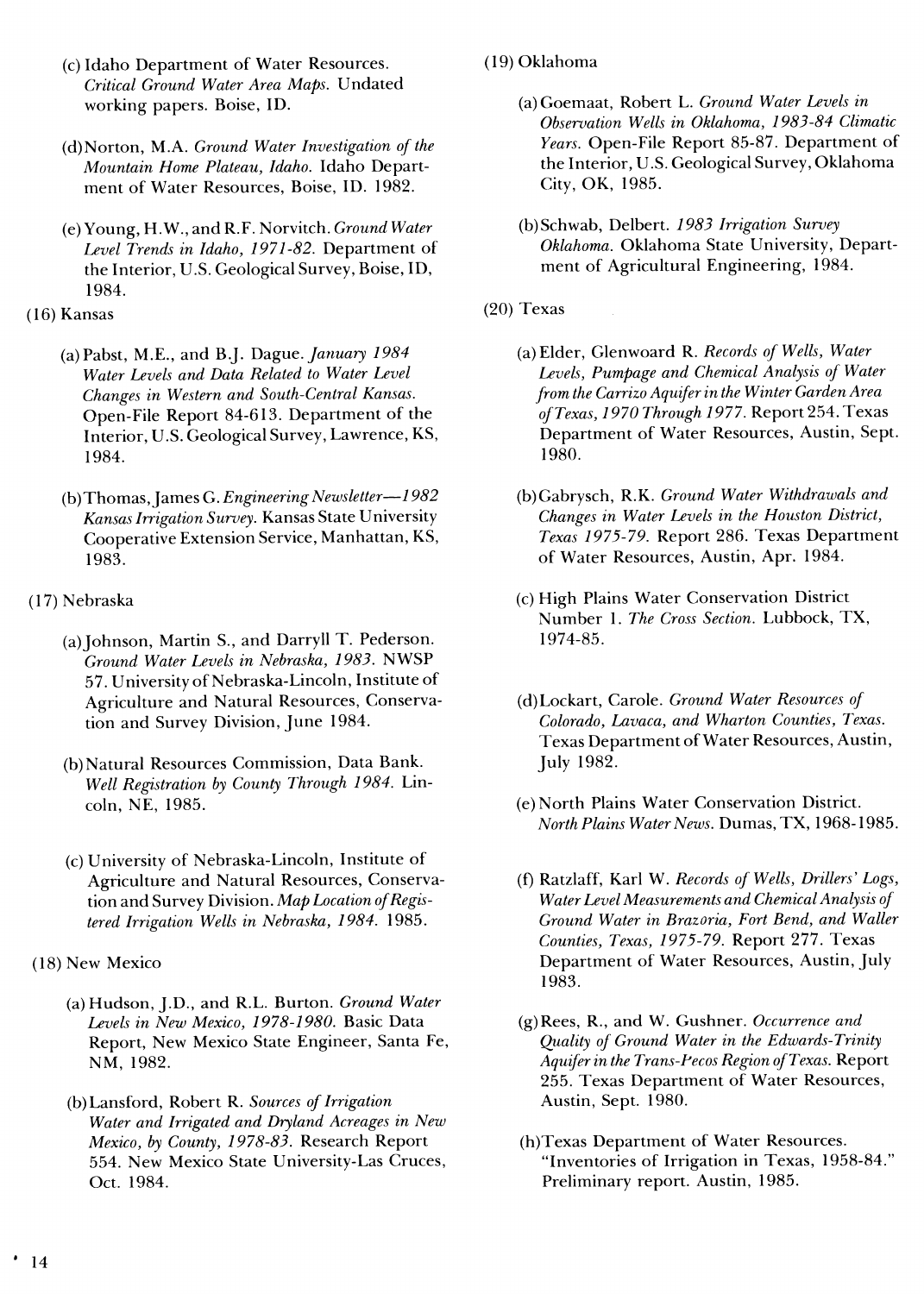(c) Idaho Department of Water Resources. *Critical Ground Water Area Maps.* Undated working papers. Boise, ID.

(d) Norton, M.A. *Ground Water Investigation of the Mountain Home Plateau, Idaho.* Idaho Department of Water Resources, Boise, ID. 1982.

(e) Young, H.W., and R.F. Norvitch. *Ground Water Level Trends in Idaho, 1971-82.* Department of the Interior, U.S. Geological Survey, Boise, ID, 1984.

(16) Kansas

(a) Pabst, M.E., and B.J. Dague. *January 1984 Water Levels and Data Related to Water Level Changes in Western and South-Central Kansas.* Open-File Report 84-613. Department of the Interior, U.S. Geological Survey, Lawrence, KS, 1984.

(b) Thomas, James G. *Engineering Newsletter—1982 Kansas Irrigation Survey.* Kansas State University Cooperative Extension Service, Manhattan, KS, 1983.

(17) Nebraska

(a) Johnson, Martin S., and Darryll T. Pederson. *Ground Water Levels in Nebraska, 1983.* NWSP 57. University of Nebraska-Lincoln, Institute of Agriculture and Natural Resources, Conservation and Survey Division, June 1984.

(b) Natural Resources Commission, Data Bank. *Well Registration by County Through 1984.* Lincoln, NE, 1985.

(c) University of Nebraska-Lincoln, Institute of Agriculture and Natural Resources, Conservation and Survey Division. *Map Location of Registered Irrigation Wells in Nebraska, 1984.* 1985.

(18) New Mexico

(a) Hudson, J.D., and R.L. Burton. *Ground Water Levels in New Mexico, 1978-1980.* Basic Data Report, New Mexico State Engineer, Santa Fe, NM, 1982.

(b) Lansford, Robert R. *Sources of Irrigation Water and Irrigated and Dryland Acreages in New Mexico, by County, 1978-83.* Research Report 554. New Mexico State University-Las Cruces, Oct. 1984.

(19) Oklahoma

(a) Goemaat, Robert L. *Ground Water Levels in Observation Wells in Oklahoma, 1983-84 Climatic Years.* Open-File Report 85-87. Department of the Interior, U.S. Geological Survey, Oklahoma City, OK, 1985.

(b) Schwab, Delbert. *1983 Irrigation Survey Oklahoma.* Oklahoma State University, Department of Agricultural Engineering, 1984.

(20) Texas

(a) Elder, Glenwoard R. *Records of Wells, Water Levels, Pumpage and Chemical Analysis of Water from the Carrizo Aquifer in the Winter Garden Area of Texas, 1970 Through 1977.* Report 254. Texas Department of Water Resources, Austin, Sept. 1980.

(b) Gabrysch, R.K. *Ground Water Withdrawals and Changes in Water Levels in the Houston District, Texas 1975-79.* Report 286. Texas Department of Water Resources, Austin, Apr. 1984.

(c) High Plains Water Conservation District Number 1. *The Cross Section.* Lubbock, TX, 1974-85.

(d) Lockart, Carole. *Ground Water Resources of Colorado, Lavaca, and Wharton Counties, Texas.* Texas Department of Water Resources, Austin, July 1982.

(e) North Plains Water Conservation District. *North Plains Water News.* Dumas, TX, 1968-1985.

(f) Ratzlaff, Karl W. *Records of Wells, Drillers' Logs, Water Level Measurements and Chemical Analysis of Ground Water in Brazoria, Fort Bend, and Waller Counties, Texas, 1975-79.* Report 277. Texas Department of Water Resources, Austin, July 1983.

(g) Rees, R., and W. Gushner. *Occurrence and Quality of Ground Water in the Edwards-Trinity Aquifer in the Trans-Pecos Region of Texas.* Report 255. Texas Department of Water Resources, Austin, Sept. 1980.

(h) Texas Department of Water Resources. "Inventories of Irrigation in Texas, 1958-84." Preliminary report. Austin, 1985.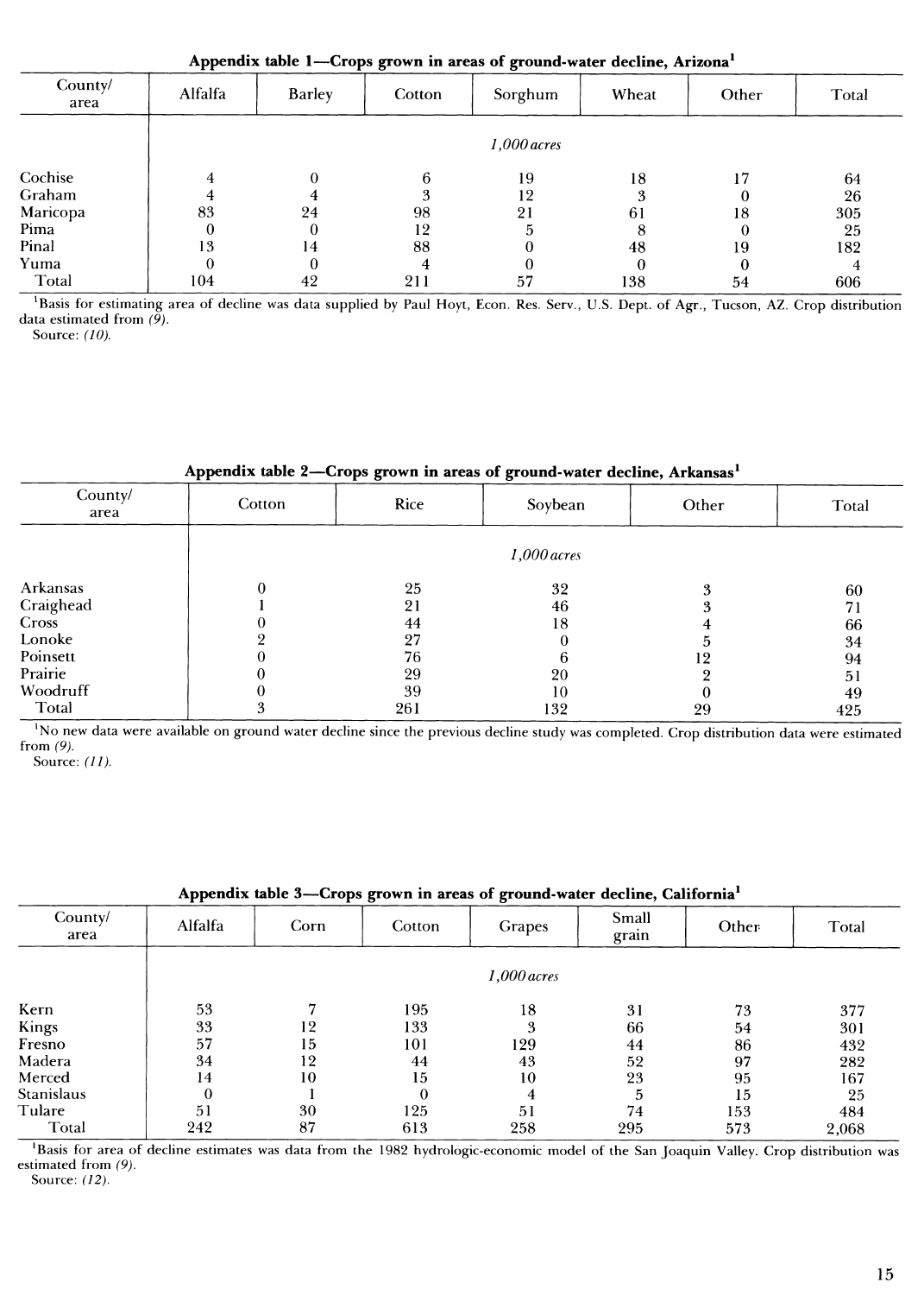**Appendix table 1—Crops grown in areas of ground-water decline, Arizona[1]**

| County/ area | Alfalfa | Barley | Cotton | Sorghum | Wheat | Other | Total |
|---|---|---|---|---|---|---|---|
| | | | | *1,000 acres* | | | |
| Cochise | 4 | 0 | 6 | 19 | 18 | 17 | 64 |
| Graham | 4 | 4 | 3 | 12 | 3 | 0 | 26 |
| Maricopa | 83 | 24 | 98 | 21 | 61 | 18 | 305 |
| Pima | 0 | 0 | 12 | 5 | 8 | 0 | 25 |
| Pinal | 13 | 14 | 88 | 0 | 48 | 19 | 182 |
| Yuma | 0 | 0 | 4 | 0 | 0 | 0 | 4 |
| Total | 104 | 42 | 211 | 57 | 138 | 54 | 606 |

[1]Basis for estimating area of decline was data supplied by Paul Hoyt, Econ. Res. Serv., U.S. Dept. of Agr., Tucson, AZ. Crop distribution data estimated from *(9)*.
Source: *(10)*.

**Appendix table 2—Crops grown in areas of ground-water decline, Arkansas[1]**

| County/ area | Cotton | Rice | Soybean | Other | Total |
|---|---|---|---|---|---|
| | | | *1,000 acres* | | |
| Arkansas | 0 | 25 | 32 | 3 | 60 |
| Craighead | 1 | 21 | 46 | 3 | 71 |
| Cross | 0 | 44 | 18 | 4 | 66 |
| Lonoke | 2 | 27 | 0 | 5 | 34 |
| Poinsett | 0 | 76 | 6 | 12 | 94 |
| Prairie | 0 | 29 | 20 | 2 | 51 |
| Woodruff | 0 | 39 | 10 | 0 | 49 |
| Total | 3 | 261 | 132 | 29 | 425 |

[1]No new data were available on ground water decline since the previous decline study was completed. Crop distribution data were estimated from *(9)*.
Source: *(11)*.

**Appendix table 3—Crops grown in areas of ground-water decline, California[1]**

| County/ area | Alfalfa | Corn | Cotton | Grapes | Small grain | Other | Total |
|---|---|---|---|---|---|---|---|
| | | | | *1,000 acres* | | | |
| Kern | 53 | 7 | 195 | 18 | 31 | 73 | 377 |
| Kings | 33 | 12 | 133 | 3 | 66 | 54 | 301 |
| Fresno | 57 | 15 | 101 | 129 | 44 | 86 | 432 |
| Madera | 34 | 12 | 44 | 43 | 52 | 97 | 282 |
| Merced | 14 | 10 | 15 | 10 | 23 | 95 | 167 |
| Stanislaus | 0 | 1 | 0 | 4 | 5 | 15 | 25 |
| Tulare | 51 | 30 | 125 | 51 | 74 | 153 | 484 |
| Total | 242 | 87 | 613 | 258 | 295 | 573 | 2,068 |

[1]Basis for area of decline estimates was data from the 1982 hydrologic-economic model of the San Joaquin Valley. Crop distribution was estimated from *(9)*.
Source: *(12)*.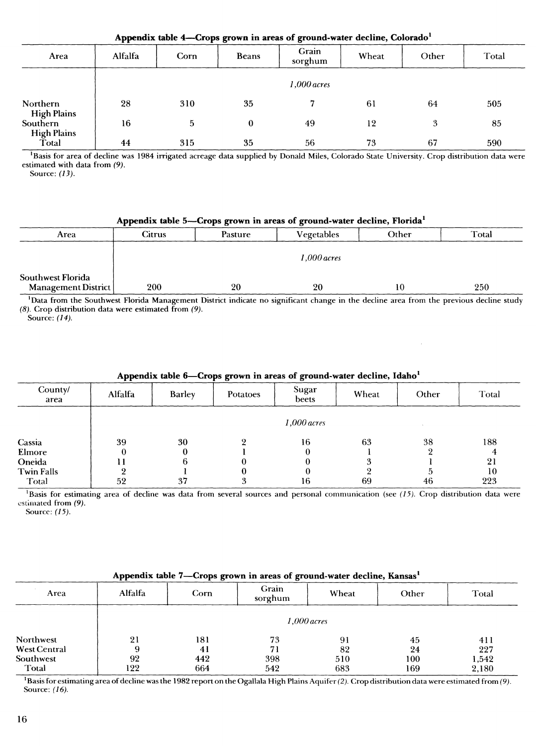**Appendix table 4—Crops grown in areas of ground-water decline, Colorado[1]**

| Area | Alfalfa | Corn | Beans | Grain sorghum | Wheat | Other | Total |
|---|---|---|---|---|---|---|---|
| | | | | *1,000 acres* | | | |
| Northern High Plains | 28 | 310 | 35 | 7 | 61 | 64 | 505 |
| Southern High Plains | 16 | 5 | 0 | 49 | 12 | 3 | 85 |
| Total | 44 | 315 | 35 | 56 | 73 | 67 | 590 |

[1]Basis for area of decline was 1984 irrigated acreage data supplied by Donald Miles, Colorado State University. Crop distribution data were estimated with data from *(9)*.
Source: *(13)*.

**Appendix table 5—Crops grown in areas of ground-water decline, Florida[1]**

| Area | Citrus | Pasture | Vegetables | Other | Total |
|---|---|---|---|---|---|
| | | | *1,000 acres* | | |
| Southwest Florida Management District | 200 | 20 | 20 | 10 | 250 |

[1]Data from the Southwest Florida Management District indicate no significant change in the decline area from the previous decline study *(8)*. Crop distribution data were estimated from *(9)*.
Source: *(14)*.

**Appendix table 6—Crops grown in areas of ground-water decline, Idaho[1]**

| County/ area | Alfalfa | Barley | Potatoes | Sugar beets | Wheat | Other | Total |
|---|---|---|---|---|---|---|---|
| | | | | *1,000 acres* | | | |
| Cassia | 39 | 30 | 2 | 16 | 63 | 38 | 188 |
| Elmore | 0 | 0 | 1 | 0 | 1 | 2 | 4 |
| Oneida | 11 | 6 | 0 | 0 | 3 | 1 | 21 |
| Twin Falls | 2 | 1 | 0 | 0 | 2 | 5 | 10 |
| Total | 52 | 37 | 3 | 16 | 69 | 46 | 223 |

[1]Basis for estimating area of decline was data from several sources and personal communication (see *(15)*. Crop distribution data were estimated from *(9)*.
Source: *(15)*.

**Appendix table 7—Crops grown in areas of ground-water decline, Kansas[1]**

| Area | Alfalfa | Corn | Grain sorghum | Wheat | Other | Total |
|---|---|---|---|---|---|---|
| | | | *1,000 acres* | | | |
| Northwest | 21 | 181 | 73 | 91 | 45 | 411 |
| West Central | 9 | 41 | 71 | 82 | 24 | 227 |
| Southwest | 92 | 442 | 398 | 510 | 100 | 1,542 |
| Total | 122 | 664 | 542 | 683 | 169 | 2,180 |

[1]Basis for estimating area of decline was the 1982 report on the Ogallala High Plains Aquifer *(2)*. Crop distribution data were estimated from *(9)*.
Source: *(16)*.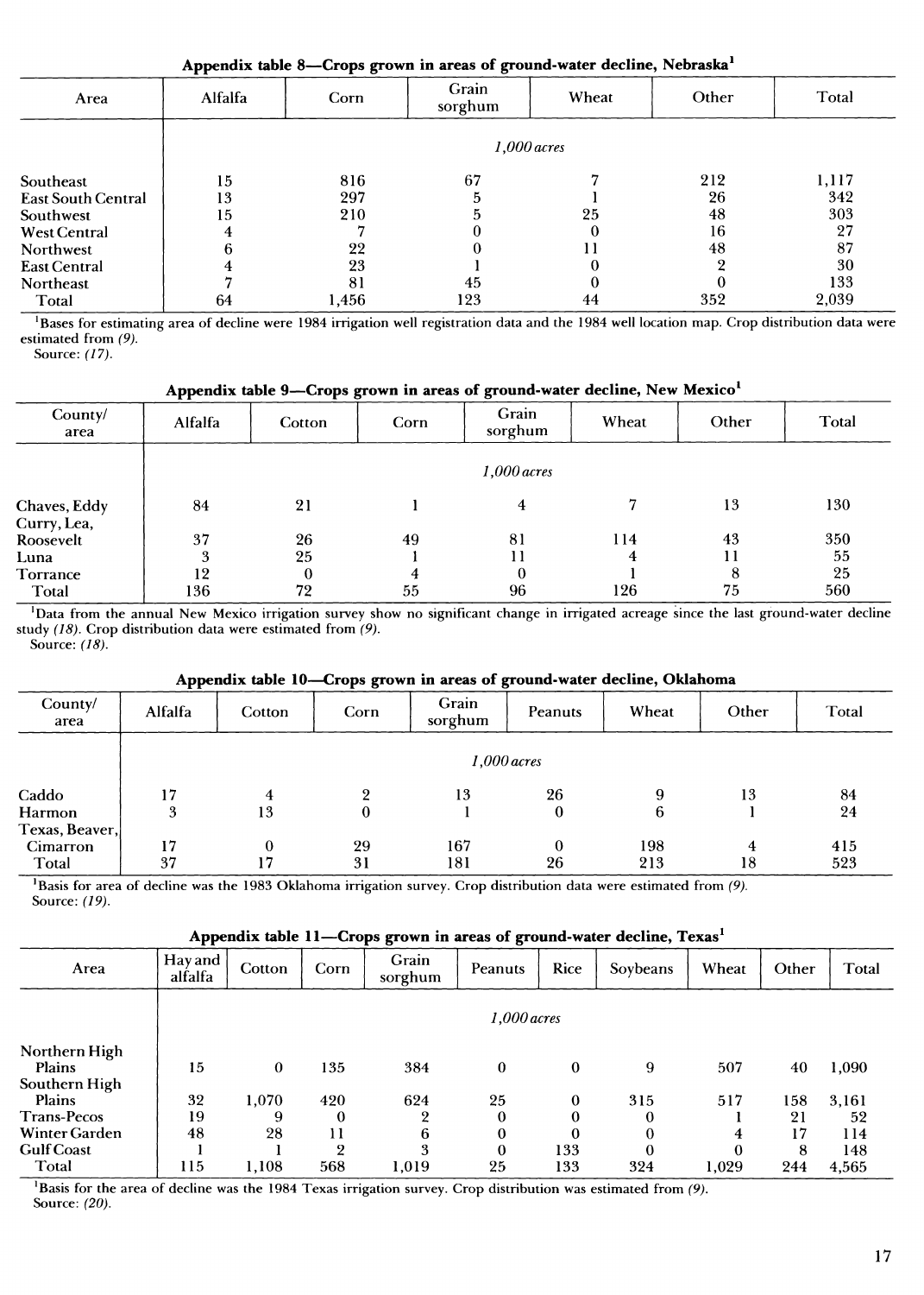### Appendix table 8—Crops grown in areas of ground-water decline, Nebraska[1]

| Area | Alfalfa | Corn | Grain sorghum | Wheat | Other | Total |
|---|---|---|---|---|---|---|
| | *1,000 acres* | | | | | |
| Southeast | 15 | 816 | 67 | 7 | 212 | 1,117 |
| East South Central | 13 | 297 | 5 | 1 | 26 | 342 |
| Southwest | 15 | 210 | 5 | 25 | 48 | 303 |
| West Central | 4 | 7 | 0 | 0 | 16 | 27 |
| Northwest | 6 | 22 | 0 | 11 | 48 | 87 |
| East Central | 4 | 23 | 1 | 0 | 2 | 30 |
| Northeast | 7 | 81 | 45 | 0 | 0 | 133 |
| Total | 64 | 1,456 | 123 | 44 | 352 | 2,039 |

[1]Bases for estimating area of decline were 1984 irrigation well registration data and the 1984 well location map. Crop distribution data were estimated from *(9)*.
Source: *(17)*.

### Appendix table 9—Crops grown in areas of ground-water decline, New Mexico[1]

| County/ area | Alfalfa | Cotton | Corn | Grain sorghum | Wheat | Other | Total |
|---|---|---|---|---|---|---|---|
| | *1,000 acres* | | | | | | |
| Chaves, Eddy | 84 | 21 | 1 | 4 | 7 | 13 | 130 |
| Curry, Lea, Roosevelt | 37 | 26 | 49 | 81 | 114 | 43 | 350 |
| Luna | 3 | 25 | 1 | 11 | 4 | 11 | 55 |
| Torrance | 12 | 0 | 4 | 0 | 1 | 8 | 25 |
| Total | 136 | 72 | 55 | 96 | 126 | 75 | 560 |

[1]Data from the annual New Mexico irrigation survey show no significant change in irrigated acreage since the last ground-water decline study *(18)*. Crop distribution data were estimated from *(9)*.
Source: *(18)*.

### Appendix table 10—Crops grown in areas of ground-water decline, Oklahoma

| County/ area | Alfalfa | Cotton | Corn | Grain sorghum | Peanuts | Wheat | Other | Total |
|---|---|---|---|---|---|---|---|---|
| | *1,000 acres* | | | | | | | |
| Caddo | 17 | 4 | 2 | 13 | 26 | 9 | 13 | 84 |
| Harmon | 3 | 13 | 0 | 1 | 0 | 6 | 1 | 24 |
| Texas, Beaver, Cimarron | 17 | 0 | 29 | 167 | 0 | 198 | 4 | 415 |
| Total | 37 | 17 | 31 | 181 | 26 | 213 | 18 | 523 |

[1]Basis for area of decline was the 1983 Oklahoma irrigation survey. Crop distribution data were estimated from *(9)*.
Source: *(19)*.

### Appendix table 11—Crops grown in areas of ground-water decline, Texas[1]

| Area | Hay and alfalfa | Cotton | Corn | Grain sorghum | Peanuts | Rice | Soybeans | Wheat | Other | Total |
|---|---|---|---|---|---|---|---|---|---|---|
| | *1,000 acres* | | | | | | | | | |
| Northern High Plains | 15 | 0 | 135 | 384 | 0 | 0 | 9 | 507 | 40 | 1,090 |
| Southern High Plains | 32 | 1,070 | 420 | 624 | 25 | 0 | 315 | 517 | 158 | 3,161 |
| Trans-Pecos | 19 | 9 | 0 | 2 | 0 | 0 | 0 | 1 | 21 | 52 |
| Winter Garden | 48 | 28 | 11 | 6 | 0 | 0 | 0 | 4 | 17 | 114 |
| Gulf Coast | 1 | 1 | 2 | 3 | 0 | 133 | 0 | 0 | 8 | 148 |
| Total | 115 | 1,108 | 568 | 1,019 | 25 | 133 | 324 | 1,029 | 244 | 4,565 |

[1]Basis for the area of decline was the 1984 Texas irrigation survey. Crop distribution was estimated from *(9)*.
Source: *(20)*.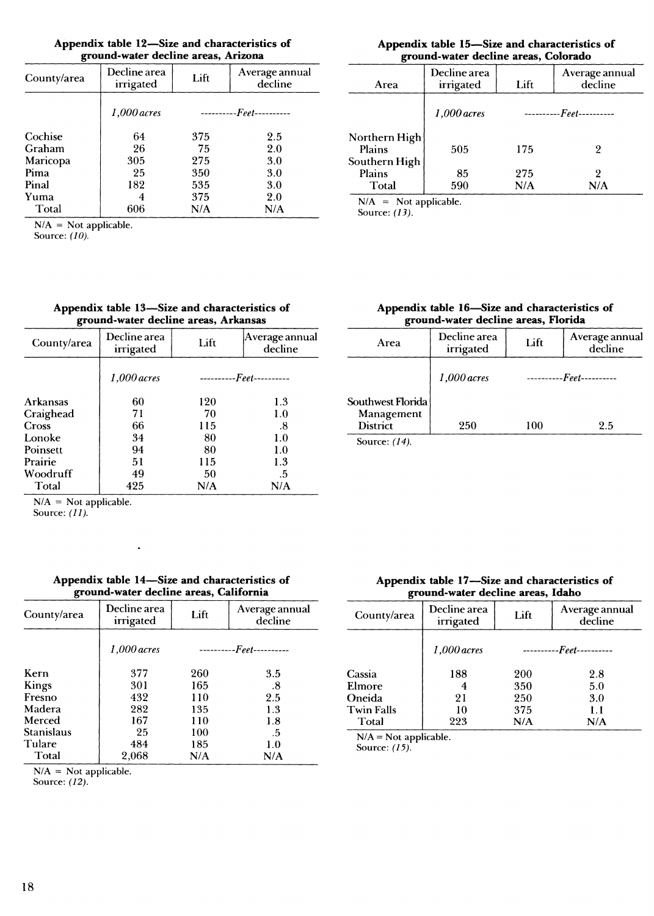**Appendix table 12—Size and characteristics of ground-water decline areas, Arizona**

| County/area | Decline area irrigated | Lift | Average annual decline |
|---|---|---|---|
| | *1,000 acres* | ----------*Feet*---------- | |
| Cochise | 64 | 375 | 2.5 |
| Graham | 26 | 75 | 2.0 |
| Maricopa | 305 | 275 | 3.0 |
| Pima | 25 | 350 | 3.0 |
| Pinal | 182 | 535 | 3.0 |
| Yuma | 4 | 375 | 2.0 |
| Total | 606 | N/A | N/A |

N/A = Not applicable.
Source: *(10)*.

**Appendix table 13—Size and characteristics of ground-water decline areas, Arkansas**

| County/area | Decline area irrigated | Lift | Average annual decline |
|---|---|---|---|
| | *1,000 acres* | ----------*Feet*---------- | |
| Arkansas | 60 | 120 | 1.3 |
| Craighead | 71 | 70 | 1.0 |
| Cross | 66 | 115 | .8 |
| Lonoke | 34 | 80 | 1.0 |
| Poinsett | 94 | 80 | 1.0 |
| Prairie | 51 | 115 | 1.3 |
| Woodruff | 49 | 50 | .5 |
| Total | 425 | N/A | N/A |

N/A = Not applicable.
Source: *(11)*.

**Appendix table 14—Size and characteristics of ground-water decline areas, California**

| County/area | Decline area irrigated | Lift | Average annual decline |
|---|---|---|---|
| | *1,000 acres* | ----------*Feet*---------- | |
| Kern | 377 | 260 | 3.5 |
| Kings | 301 | 165 | .8 |
| Fresno | 432 | 110 | 2.5 |
| Madera | 282 | 135 | 1.3 |
| Merced | 167 | 110 | 1.8 |
| Stanislaus | 25 | 100 | .5 |
| Tulare | 484 | 185 | 1.0 |
| Total | 2,068 | N/A | N/A |

N/A = Not applicable.
Source: *(12)*.

**Appendix table 15—Size and characteristics of ground-water decline areas, Colorado**

| Area | Decline area irrigated | Lift | Average annual decline |
|---|---|---|---|
| | *1,000 acres* | ----------*Feet*---------- | |
| Northern High Plains | 505 | 175 | 2 |
| Southern High Plains | 85 | 275 | 2 |
| Total | 590 | N/A | N/A |

N/A = Not applicable.
Source: *(13)*.

**Appendix table 16—Size and characteristics of ground-water decline areas, Florida**

| Area | Decline area irrigated | Lift | Average annual decline |
|---|---|---|---|
| | *1,000 acres* | ----------*Feet*---------- | |
| Southwest Florida Management District | 250 | 100 | 2.5 |

Source: *(14)*.

**Appendix table 17—Size and characteristics of ground-water decline areas, Idaho**

| County/area | Decline area irrigated | Lift | Average annual decline |
|---|---|---|---|
| | *1,000 acres* | ----------*Feet*---------- | |
| Cassia | 188 | 200 | 2.8 |
| Elmore | 4 | 350 | 5.0 |
| Oneida | 21 | 250 | 3.0 |
| Twin Falls | 10 | 375 | 1.1 |
| Total | 223 | N/A | N/A |

N/A = Not applicable.
Source: *(15)*.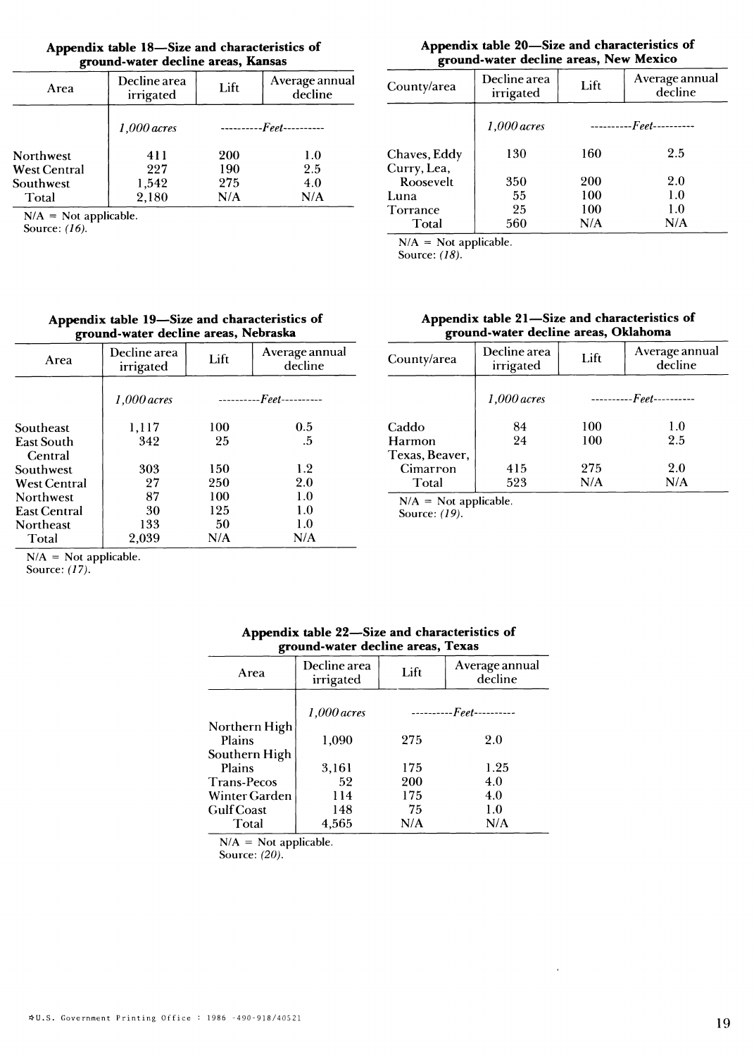**Appendix table 18—Size and characteristics of ground-water decline areas, Kansas**

| Area | Decline area irrigated | Lift | Average annual decline |
|---|---|---|---|
| | *1,000 acres* | ----------*Feet*---------- | |
| Northwest | 411 | 200 | 1.0 |
| West Central | 227 | 190 | 2.5 |
| Southwest | 1,542 | 275 | 4.0 |
| Total | 2,180 | N/A | N/A |

N/A = Not applicable.
Source: *(16)*.

**Appendix table 19—Size and characteristics of ground-water decline areas, Nebraska**

| Area | Decline area irrigated | Lift | Average annual decline |
|---|---|---|---|
| | *1,000 acres* | ----------*Feet*---------- | |
| Southeast | 1,117 | 100 | 0.5 |
| East South Central | 342 | 25 | .5 |
| Southwest | 303 | 150 | 1.2 |
| West Central | 27 | 250 | 2.0 |
| Northwest | 87 | 100 | 1.0 |
| East Central | 30 | 125 | 1.0 |
| Northeast | 133 | 50 | 1.0 |
| Total | 2,039 | N/A | N/A |

N/A = Not applicable.
Source: *(17)*.

**Appendix table 20—Size and characteristics of ground-water decline areas, New Mexico**

| County/area | Decline area irrigated | Lift | Average annual decline |
|---|---|---|---|
| | *1,000 acres* | ----------*Feet*---------- | |
| Chaves, Eddy | 130 | 160 | 2.5 |
| Curry, Lea, Roosevelt | 350 | 200 | 2.0 |
| Luna | 55 | 100 | 1.0 |
| Torrance | 25 | 100 | 1.0 |
| Total | 560 | N/A | N/A |

N/A = Not applicable.
Source: *(18)*.

**Appendix table 21—Size and characteristics of ground-water decline areas, Oklahoma**

| County/area | Decline area irrigated | Lift | Average annual decline |
|---|---|---|---|
| | *1,000 acres* | ----------*Feet*---------- | |
| Caddo | 84 | 100 | 1.0 |
| Harmon | 24 | 100 | 2.5 |
| Texas, Beaver, Cimarron | 415 | 275 | 2.0 |
| Total | 523 | N/A | N/A |

N/A = Not applicable.
Source: *(19)*.

**Appendix table 22—Size and characteristics of ground-water decline areas, Texas**

| Area | Decline area irrigated | Lift | Average annual decline |
|---|---|---|---|
| | *1,000 acres* | ----------*Feet*---------- | |
| Northern High Plains | 1,090 | 275 | 2.0 |
| Southern High Plains | 3,161 | 175 | 1.25 |
| Trans-Pecos | 52 | 200 | 4.0 |
| Winter Garden | 114 | 175 | 4.0 |
| Gulf Coast | 148 | 75 | 1.0 |
| Total | 4,565 | N/A | N/A |

N/A = Not applicable.
Source: *(20)*.

☆U.S. Government Printing Office : 1986 -490-918/40521